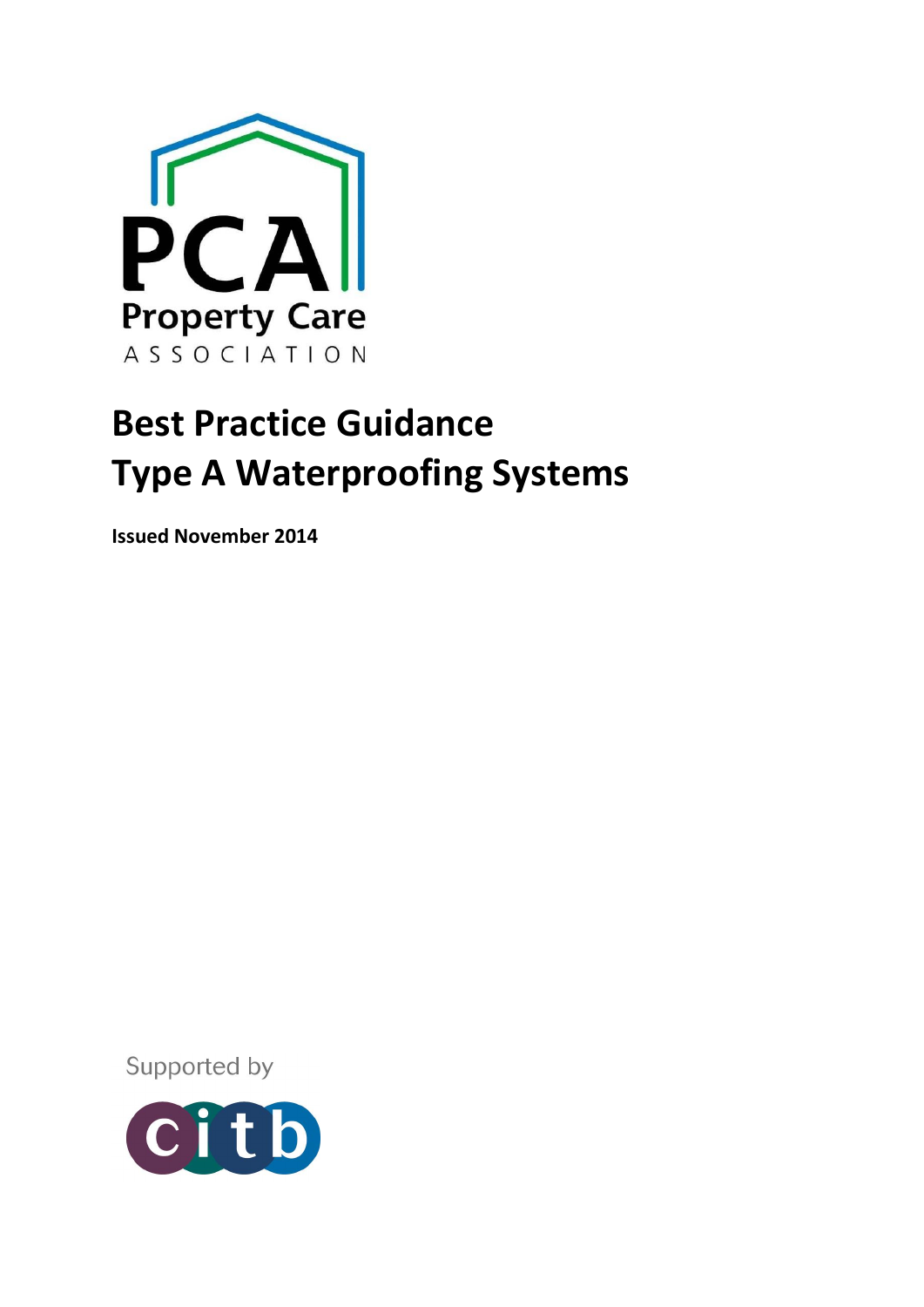PCA
Property Care
ASSOCIATION

# Best Practice Guidance
# Type A Waterproofing Systems

**Issued November 2014**

Supported by

citb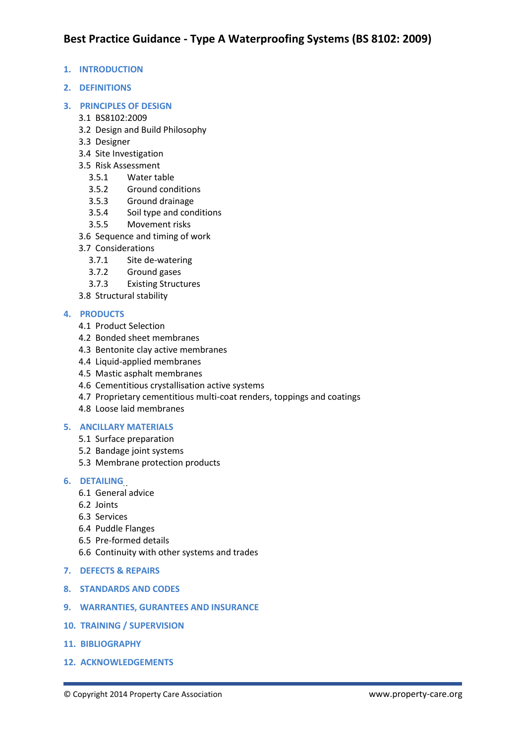# Best Practice Guidance - Type A Waterproofing Systems (BS 8102: 2009)

1. INTRODUCTION

2. DEFINITIONS

3. PRINCIPLES OF DESIGN
   - 3.1 BS8102:2009
   - 3.2 Design and Build Philosophy
   - 3.3 Designer
   - 3.4 Site Investigation
   - 3.5 Risk Assessment
     - 3.5.1 Water table
     - 3.5.2 Ground conditions
     - 3.5.3 Ground drainage
     - 3.5.4 Soil type and conditions
     - 3.5.5 Movement risks
   - 3.6 Sequence and timing of work
   - 3.7 Considerations
     - 3.7.1 Site de-watering
     - 3.7.2 Ground gases
     - 3.7.3 Existing Structures
   - 3.8 Structural stability

4. PRODUCTS
   - 4.1 Product Selection
   - 4.2 Bonded sheet membranes
   - 4.3 Bentonite clay active membranes
   - 4.4 Liquid-applied membranes
   - 4.5 Mastic asphalt membranes
   - 4.6 Cementitious crystallisation active systems
   - 4.7 Proprietary cementitious multi-coat renders, toppings and coatings
   - 4.8 Loose laid membranes

5. ANCILLARY MATERIALS
   - 5.1 Surface preparation
   - 5.2 Bandage joint systems
   - 5.3 Membrane protection products

6. DETAILING
   - 6.1 General advice
   - 6.2 Joints
   - 6.3 Services
   - 6.4 Puddle Flanges
   - 6.5 Pre-formed details
   - 6.6 Continuity with other systems and trades

7. DEFECTS & REPAIRS

8. STANDARDS AND CODES

9. WARRANTIES, GURANTEES AND INSURANCE

10. TRAINING / SUPERVISION

11. BIBLIOGRAPHY

12. ACKNOWLEDGEMENTS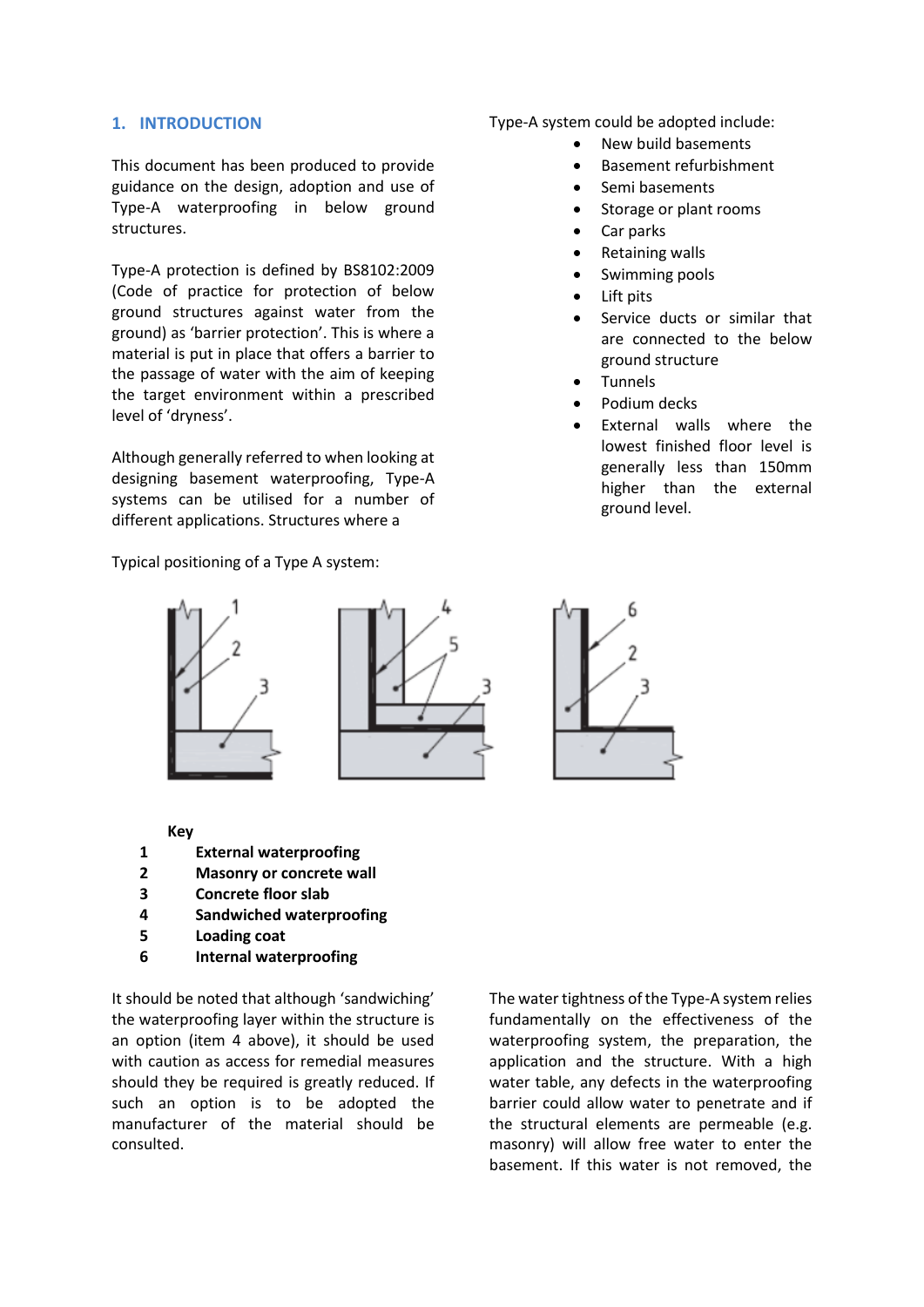## 1. INTRODUCTION

This document has been produced to provide guidance on the design, adoption and use of Type-A waterproofing in below ground structures.

Type-A protection is defined by BS8102:2009 (Code of practice for protection of below ground structures against water from the ground) as 'barrier protection'. This is where a material is put in place that offers a barrier to the passage of water with the aim of keeping the target environment within a prescribed level of 'dryness'.

Although generally referred to when looking at designing basement waterproofing, Type-A systems can be utilised for a number of different applications. Structures where a Type-A system could be adopted include:

- New build basements
- Basement refurbishment
- Semi basements
- Storage or plant rooms
- Car parks
- Retaining walls
- Swimming pools
- Lift pits
- Service ducts or similar that are connected to the below ground structure
- Tunnels
- Podium decks
- External walls where the lowest finished floor level is generally less than 150mm higher than the external ground level.

Typical positioning of a Type A system:

**Key**

| | |
|---|---|
| **1** | **External waterproofing** |
| **2** | **Masonry or concrete wall** |
| **3** | **Concrete floor slab** |
| **4** | **Sandwiched waterproofing** |
| **5** | **Loading coat** |
| **6** | **Internal waterproofing** |

It should be noted that although 'sandwiching' the waterproofing layer within the structure is an option (item 4 above), it should be used with caution as access for remedial measures should they be required is greatly reduced. If such an option is to be adopted the manufacturer of the material should be consulted.

The water tightness of the Type-A system relies fundamentally on the effectiveness of the waterproofing system, the preparation, the application and the structure. With a high water table, any defects in the waterproofing barrier could allow water to penetrate and if the structural elements are permeable (e.g. masonry) will allow free water to enter the basement. If this water is not removed, the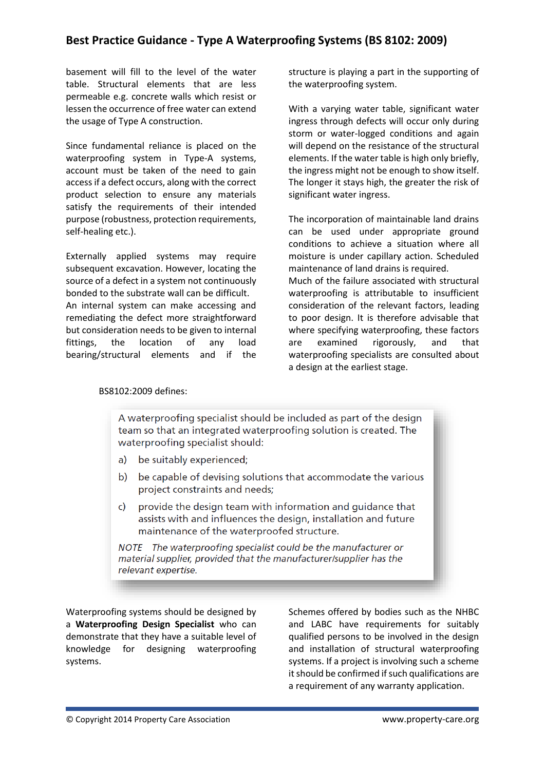basement will fill to the level of the water table. Structural elements that are less permeable e.g. concrete walls which resist or lessen the occurrence of free water can extend the usage of Type A construction.

Since fundamental reliance is placed on the waterproofing system in Type-A systems, account must be taken of the need to gain access if a defect occurs, along with the correct product selection to ensure any materials satisfy the requirements of their intended purpose (robustness, protection requirements, self-healing etc.).

Externally applied systems may require subsequent excavation. However, locating the source of a defect in a system not continuously bonded to the substrate wall can be difficult. An internal system can make accessing and remediating the defect more straightforward but consideration needs to be given to internal fittings, the location of any load bearing/structural elements and if the structure is playing a part in the supporting of the waterproofing system.

With a varying water table, significant water ingress through defects will occur only during storm or water-logged conditions and again will depend on the resistance of the structural elements. If the water table is high only briefly, the ingress might not be enough to show itself. The longer it stays high, the greater the risk of significant water ingress.

The incorporation of maintainable land drains can be used under appropriate ground conditions to achieve a situation where all moisture is under capillary action. Scheduled maintenance of land drains is required.

Much of the failure associated with structural waterproofing is attributable to insufficient consideration of the relevant factors, leading to poor design. It is therefore advisable that where specifying waterproofing, these factors are examined rigorously, and that waterproofing specialists are consulted about a design at the earliest stage.

BS8102:2009 defines:

> A waterproofing specialist should be included as part of the design team so that an integrated waterproofing solution is created. The waterproofing specialist should:
>
> a) be suitably experienced;
>
> b) be capable of devising solutions that accommodate the various project constraints and needs;
>
> c) provide the design team with information and guidance that assists with and influences the design, installation and future maintenance of the waterproofed structure.
>
> *NOTE The waterproofing specialist could be the manufacturer or material supplier, provided that the manufacturer/supplier has the relevant expertise.*

Waterproofing systems should be designed by a **Waterproofing Design Specialist** who can demonstrate that they have a suitable level of knowledge for designing waterproofing systems.

Schemes offered by bodies such as the NHBC and LABC have requirements for suitably qualified persons to be involved in the design and installation of structural waterproofing systems. If a project is involving such a scheme it should be confirmed if such qualifications are a requirement of any warranty application.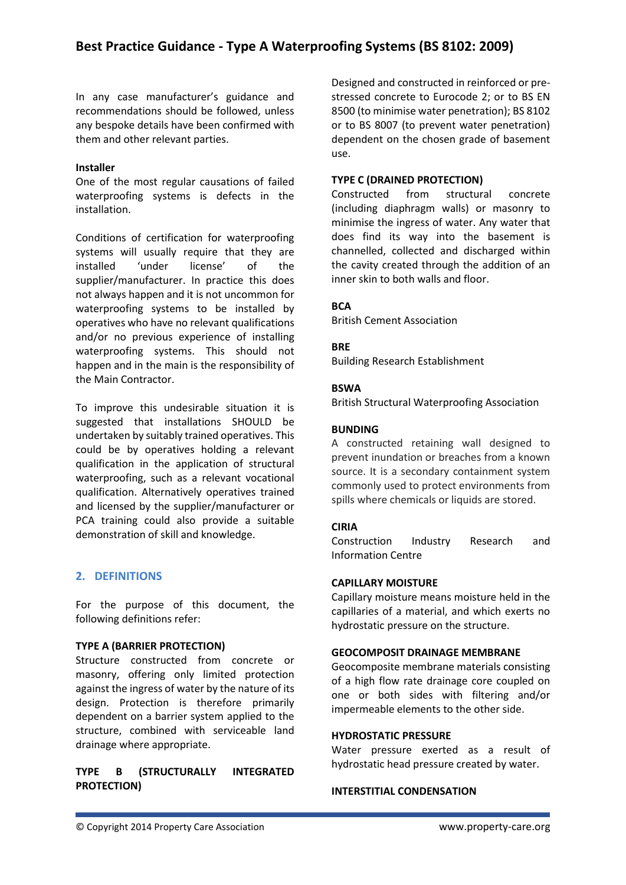In any case manufacturer's guidance and recommendations should be followed, unless any bespoke details have been confirmed with them and other relevant parties.

**Installer**

One of the most regular causations of failed waterproofing systems is defects in the installation.

Conditions of certification for waterproofing systems will usually require that they are installed 'under license' of the supplier/manufacturer. In practice this does not always happen and it is not uncommon for waterproofing systems to be installed by operatives who have no relevant qualifications and/or no previous experience of installing waterproofing systems. This should not happen and in the main is the responsibility of the Main Contractor.

To improve this undesirable situation it is suggested that installations SHOULD be undertaken by suitably trained operatives. This could be by operatives holding a relevant qualification in the application of structural waterproofing, such as a relevant vocational qualification. Alternatively operatives trained and licensed by the supplier/manufacturer or PCA training could also provide a suitable demonstration of skill and knowledge.

## 2. DEFINITIONS

For the purpose of this document, the following definitions refer:

**TYPE A (BARRIER PROTECTION)**

Structure constructed from concrete or masonry, offering only limited protection against the ingress of water by the nature of its design. Protection is therefore primarily dependent on a barrier system applied to the structure, combined with serviceable land drainage where appropriate.

**TYPE B (STRUCTURALLY INTEGRATED PROTECTION)**

Designed and constructed in reinforced or pre-stressed concrete to Eurocode 2; or to BS EN 8500 (to minimise water penetration); BS 8102 or to BS 8007 (to prevent water penetration) dependent on the chosen grade of basement use.

**TYPE C (DRAINED PROTECTION)**

Constructed from structural concrete (including diaphragm walls) or masonry to minimise the ingress of water. Any water that does find its way into the basement is channelled, collected and discharged within the cavity created through the addition of an inner skin to both walls and floor.

**BCA**

British Cement Association

**BRE**

Building Research Establishment

**BSWA**

British Structural Waterproofing Association

**BUNDING**

A constructed retaining wall designed to prevent inundation or breaches from a known source. It is a secondary containment system commonly used to protect environments from spills where chemicals or liquids are stored.

**CIRIA**

Construction Industry Research and Information Centre

**CAPILLARY MOISTURE**

Capillary moisture means moisture held in the capillaries of a material, and which exerts no hydrostatic pressure on the structure.

**GEOCOMPOSIT DRAINAGE MEMBRANE**

Geocomposite membrane materials consisting of a high flow rate drainage core coupled on one or both sides with filtering and/or impermeable elements to the other side.

**HYDROSTATIC PRESSURE**

Water pressure exerted as a result of hydrostatic head pressure created by water.

**INTERSTITIAL CONDENSATION**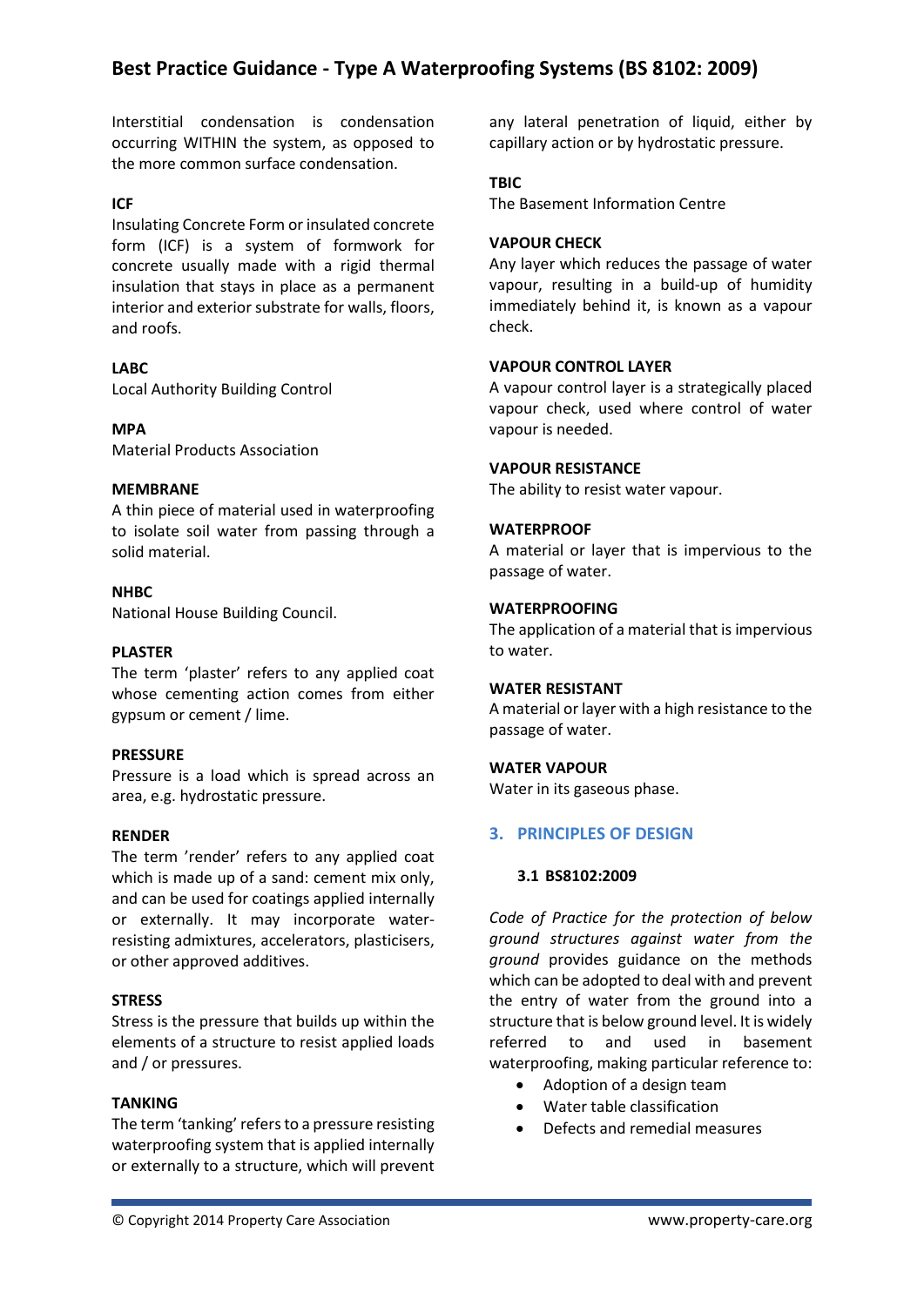Interstitial condensation is condensation occurring WITHIN the system, as opposed to the more common surface condensation.

**ICF**

Insulating Concrete Form or insulated concrete form (ICF) is a system of formwork for concrete usually made with a rigid thermal insulation that stays in place as a permanent interior and exterior substrate for walls, floors, and roofs.

**LABC**

Local Authority Building Control

**MPA**

Material Products Association

**MEMBRANE**

A thin piece of material used in waterproofing to isolate soil water from passing through a solid material.

**NHBC**

National House Building Council.

**PLASTER**

The term 'plaster' refers to any applied coat whose cementing action comes from either gypsum or cement / lime.

**PRESSURE**

Pressure is a load which is spread across an area, e.g. hydrostatic pressure.

**RENDER**

The term 'render' refers to any applied coat which is made up of a sand: cement mix only, and can be used for coatings applied internally or externally. It may incorporate water-resisting admixtures, accelerators, plasticisers, or other approved additives.

**STRESS**

Stress is the pressure that builds up within the elements of a structure to resist applied loads and / or pressures.

**TANKING**

The term 'tanking' refers to a pressure resisting waterproofing system that is applied internally or externally to a structure, which will prevent any lateral penetration of liquid, either by capillary action or by hydrostatic pressure.

**TBIC**

The Basement Information Centre

**VAPOUR CHECK**

Any layer which reduces the passage of water vapour, resulting in a build-up of humidity immediately behind it, is known as a vapour check.

**VAPOUR CONTROL LAYER**

A vapour control layer is a strategically placed vapour check, used where control of water vapour is needed.

**VAPOUR RESISTANCE**

The ability to resist water vapour.

**WATERPROOF**

A material or layer that is impervious to the passage of water.

**WATERPROOFING**

The application of a material that is impervious to water.

**WATER RESISTANT**

A material or layer with a high resistance to the passage of water.

**WATER VAPOUR**

Water in its gaseous phase.

## 3. PRINCIPLES OF DESIGN

### 3.1 BS8102:2009

*Code of Practice for the protection of below ground structures against water from the ground* provides guidance on the methods which can be adopted to deal with and prevent the entry of water from the ground into a structure that is below ground level. It is widely referred to and used in basement waterproofing, making particular reference to:

- Adoption of a design team
- Water table classification
- Defects and remedial measures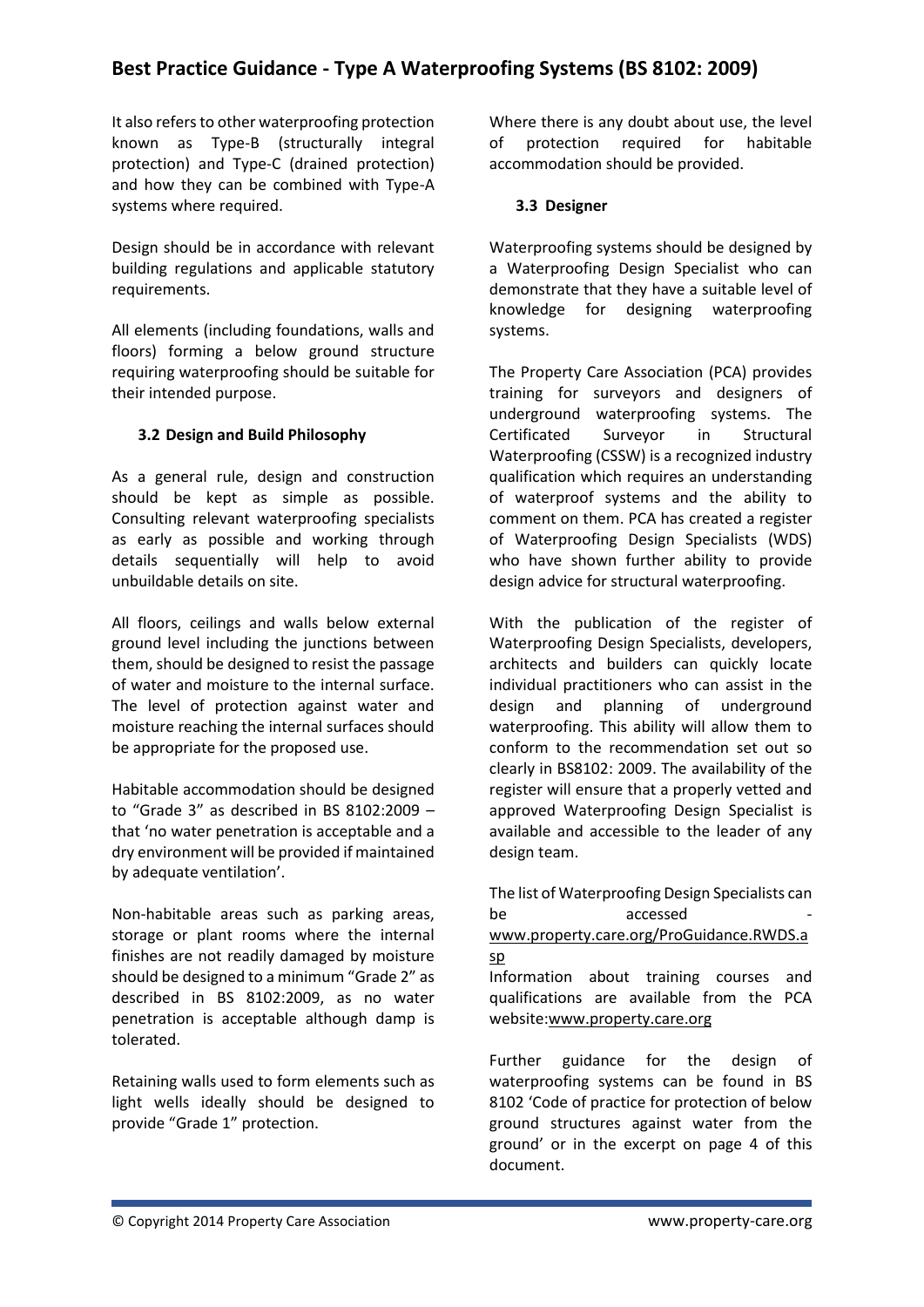It also refers to other waterproofing protection known as Type-B (structurally integral protection) and Type-C (drained protection) and how they can be combined with Type-A systems where required.

Design should be in accordance with relevant building regulations and applicable statutory requirements.

All elements (including foundations, walls and floors) forming a below ground structure requiring waterproofing should be suitable for their intended purpose.

### 3.2 Design and Build Philosophy

As a general rule, design and construction should be kept as simple as possible. Consulting relevant waterproofing specialists as early as possible and working through details sequentially will help to avoid unbuildable details on site.

All floors, ceilings and walls below external ground level including the junctions between them, should be designed to resist the passage of water and moisture to the internal surface. The level of protection against water and moisture reaching the internal surfaces should be appropriate for the proposed use.

Habitable accommodation should be designed to "Grade 3" as described in BS 8102:2009 – that 'no water penetration is acceptable and a dry environment will be provided if maintained by adequate ventilation'.

Non-habitable areas such as parking areas, storage or plant rooms where the internal finishes are not readily damaged by moisture should be designed to a minimum "Grade 2" as described in BS 8102:2009, as no water penetration is acceptable although damp is tolerated.

Retaining walls used to form elements such as light wells ideally should be designed to provide "Grade 1" protection.

Where there is any doubt about use, the level of protection required for habitable accommodation should be provided.

### 3.3 Designer

Waterproofing systems should be designed by a Waterproofing Design Specialist who can demonstrate that they have a suitable level of knowledge for designing waterproofing systems.

The Property Care Association (PCA) provides training for surveyors and designers of underground waterproofing systems. The Certificated Surveyor in Structural Waterproofing (CSSW) is a recognized industry qualification which requires an understanding of waterproof systems and the ability to comment on them. PCA has created a register of Waterproofing Design Specialists (WDS) who have shown further ability to provide design advice for structural waterproofing.

With the publication of the register of Waterproofing Design Specialists, developers, architects and builders can quickly locate individual practitioners who can assist in the design and planning of underground waterproofing. This ability will allow them to conform to the recommendation set out so clearly in BS8102: 2009. The availability of the register will ensure that a properly vetted and approved Waterproofing Design Specialist is available and accessible to the leader of any design team.

The list of Waterproofing Design Specialists can be accessed - www.property.care.org/ProGuidance.RWDS.asp

Information about training courses and qualifications are available from the PCA website:www.property.care.org

Further guidance for the design of waterproofing systems can be found in BS 8102 'Code of practice for protection of below ground structures against water from the ground' or in the excerpt on page 4 of this document.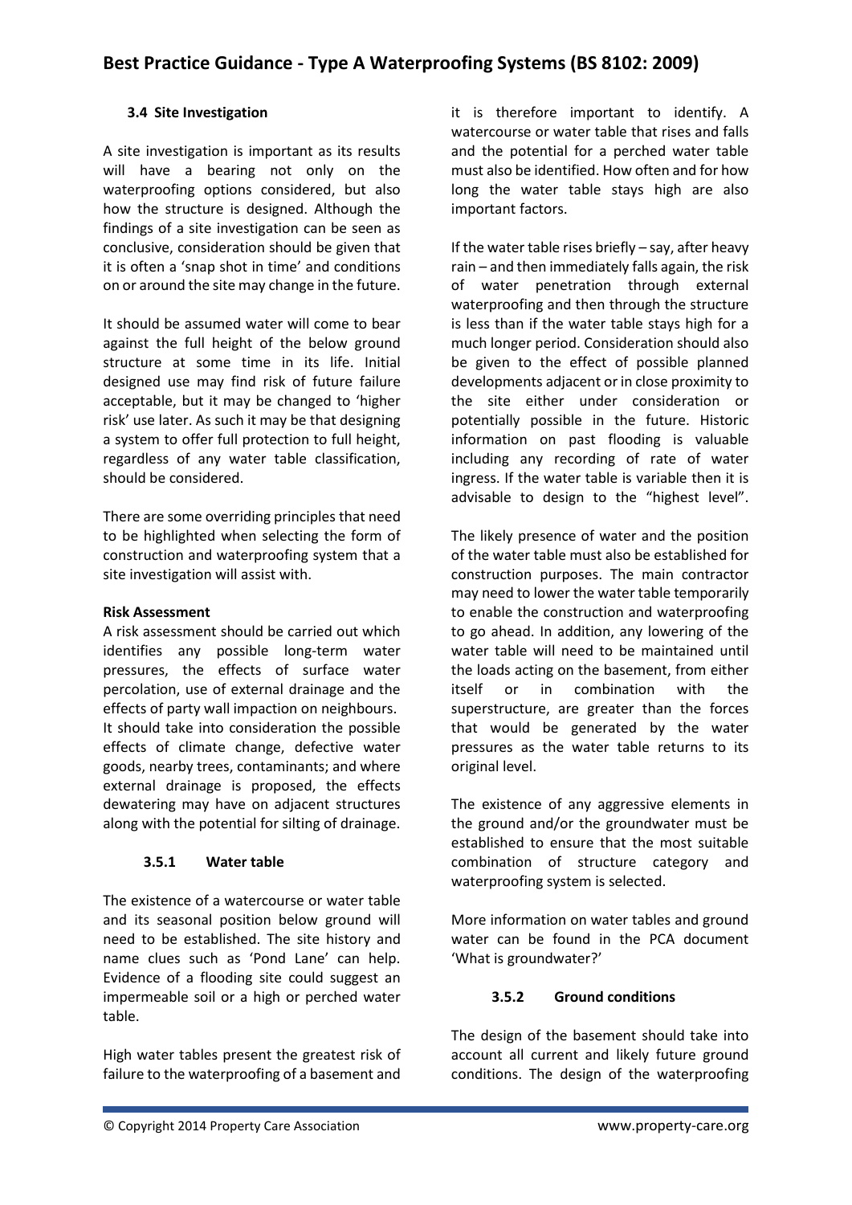### 3.4 Site Investigation

A site investigation is important as its results will have a bearing not only on the waterproofing options considered, but also how the structure is designed. Although the findings of a site investigation can be seen as conclusive, consideration should be given that it is often a 'snap shot in time' and conditions on or around the site may change in the future.

It should be assumed water will come to bear against the full height of the below ground structure at some time in its life. Initial designed use may find risk of future failure acceptable, but it may be changed to 'higher risk' use later. As such it may be that designing a system to offer full protection to full height, regardless of any water table classification, should be considered.

There are some overriding principles that need to be highlighted when selecting the form of construction and waterproofing system that a site investigation will assist with.

**Risk Assessment**

A risk assessment should be carried out which identifies any possible long-term water pressures, the effects of surface water percolation, use of external drainage and the effects of party wall impaction on neighbours. It should take into consideration the possible effects of climate change, defective water goods, nearby trees, contaminants; and where external drainage is proposed, the effects dewatering may have on adjacent structures along with the potential for silting of drainage.

#### 3.5.1 Water table

The existence of a watercourse or water table and its seasonal position below ground will need to be established. The site history and name clues such as 'Pond Lane' can help. Evidence of a flooding site could suggest an impermeable soil or a high or perched water table.

High water tables present the greatest risk of failure to the waterproofing of a basement and it is therefore important to identify. A watercourse or water table that rises and falls and the potential for a perched water table must also be identified. How often and for how long the water table stays high are also important factors.

If the water table rises briefly – say, after heavy rain – and then immediately falls again, the risk of water penetration through external waterproofing and then through the structure is less than if the water table stays high for a much longer period. Consideration should also be given to the effect of possible planned developments adjacent or in close proximity to the site either under consideration or potentially possible in the future. Historic information on past flooding is valuable including any recording of rate of water ingress. If the water table is variable then it is advisable to design to the "highest level".

The likely presence of water and the position of the water table must also be established for construction purposes. The main contractor may need to lower the water table temporarily to enable the construction and waterproofing to go ahead. In addition, any lowering of the water table will need to be maintained until the loads acting on the basement, from either itself or in combination with the superstructure, are greater than the forces that would be generated by the water pressures as the water table returns to its original level.

The existence of any aggressive elements in the ground and/or the groundwater must be established to ensure that the most suitable combination of structure category and waterproofing system is selected.

More information on water tables and ground water can be found in the PCA document 'What is groundwater?'

#### 3.5.2 Ground conditions

The design of the basement should take into account all current and likely future ground conditions. The design of the waterproofing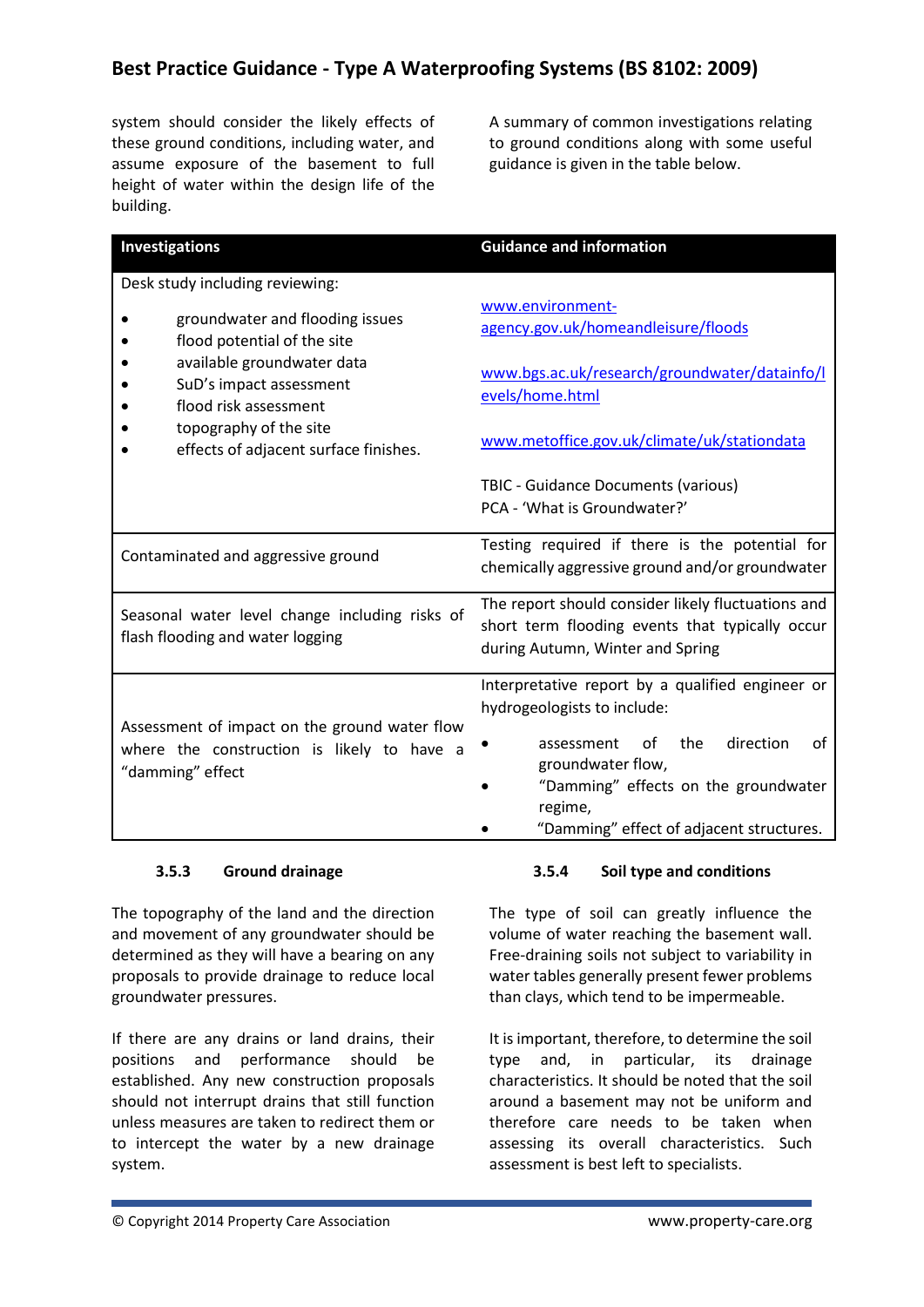system should consider the likely effects of these ground conditions, including water, and assume exposure of the basement to full height of water within the design life of the building.

A summary of common investigations relating to ground conditions along with some useful guidance is given in the table below.

| Investigations | Guidance and information |
|---|---|
| Desk study including reviewing:<br>• groundwater and flooding issues<br>• flood potential of the site<br>• available groundwater data<br>• SuD's impact assessment<br>• flood risk assessment<br>• topography of the site<br>• effects of adjacent surface finishes. | www.environment-agency.gov.uk/homeandleisure/floods<br><br>www.bgs.ac.uk/research/groundwater/datainfo/levels/home.html<br><br>www.metoffice.gov.uk/climate/uk/stationdata<br><br>TBIC - Guidance Documents (various)<br>PCA - 'What is Groundwater?' |
| Contaminated and aggressive ground | Testing required if there is the potential for chemically aggressive ground and/or groundwater |
| Seasonal water level change including risks of flash flooding and water logging | The report should consider likely fluctuations and short term flooding events that typically occur during Autumn, Winter and Spring |
| Assessment of impact on the ground water flow where the construction is likely to have a "damming" effect | Interpretative report by a qualified engineer or hydrogeologists to include:<br>• assessment of the direction of groundwater flow,<br>• "Damming" effects on the groundwater regime,<br>• "Damming" effect of adjacent structures. |

### 3.5.3 Ground drainage

The topography of the land and the direction and movement of any groundwater should be determined as they will have a bearing on any proposals to provide drainage to reduce local groundwater pressures.

If there are any drains or land drains, their positions and performance should be established. Any new construction proposals should not interrupt drains that still function unless measures are taken to redirect them or to intercept the water by a new drainage system.

### 3.5.4 Soil type and conditions

The type of soil can greatly influence the volume of water reaching the basement wall. Free-draining soils not subject to variability in water tables generally present fewer problems than clays, which tend to be impermeable.

It is important, therefore, to determine the soil type and, in particular, its drainage characteristics. It should be noted that the soil around a basement may not be uniform and therefore care needs to be taken when assessing its overall characteristics. Such assessment is best left to specialists.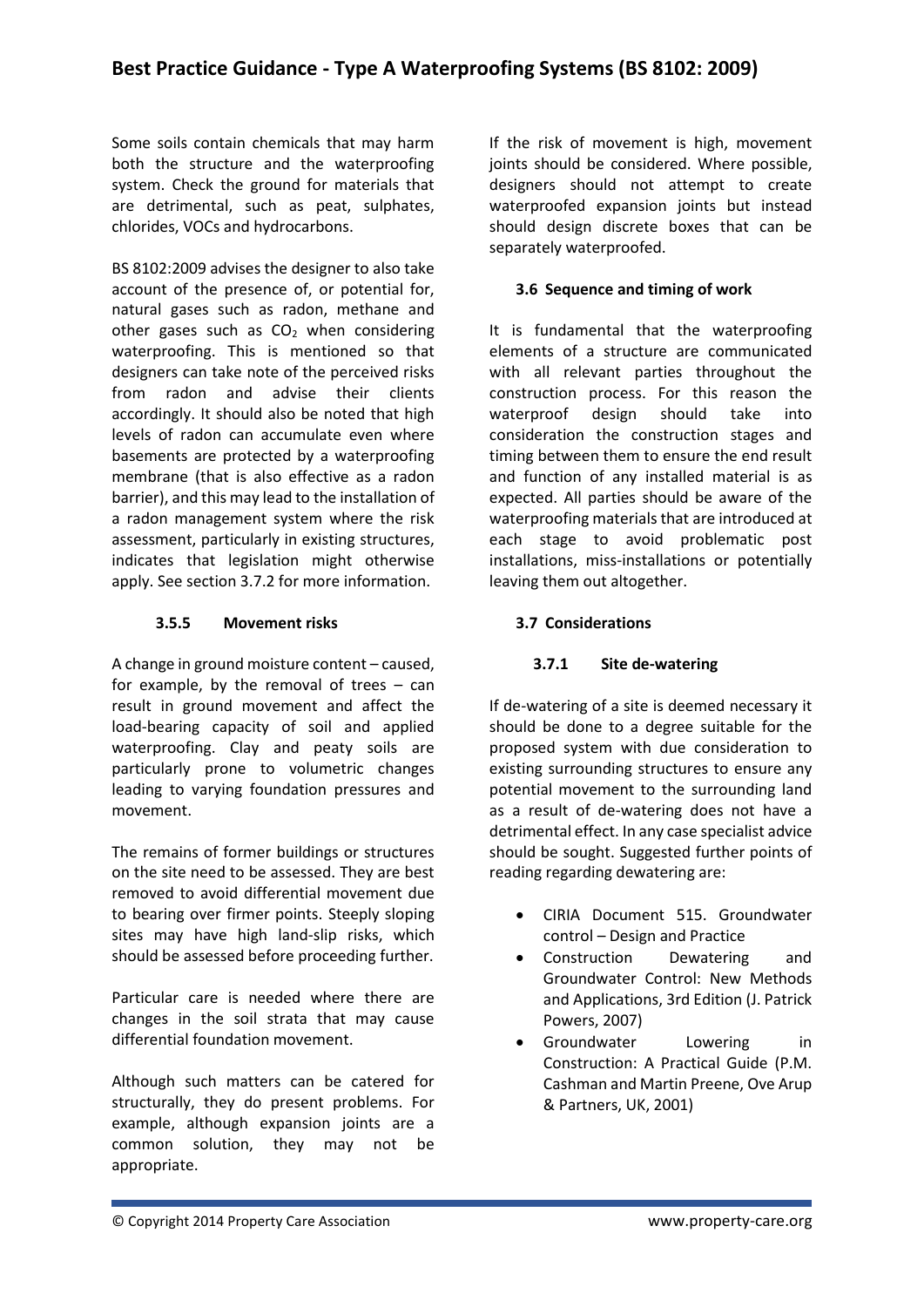Some soils contain chemicals that may harm both the structure and the waterproofing system. Check the ground for materials that are detrimental, such as peat, sulphates, chlorides, VOCs and hydrocarbons.

BS 8102:2009 advises the designer to also take account of the presence of, or potential for, natural gases such as radon, methane and other gases such as $CO_2$ when considering waterproofing. This is mentioned so that designers can take note of the perceived risks from radon and advise their clients accordingly. It should also be noted that high levels of radon can accumulate even where basements are protected by a waterproofing membrane (that is also effective as a radon barrier), and this may lead to the installation of a radon management system where the risk assessment, particularly in existing structures, indicates that legislation might otherwise apply. See section 3.7.2 for more information.

#### 3.5.5 Movement risks

A change in ground moisture content – caused, for example, by the removal of trees – can result in ground movement and affect the load-bearing capacity of soil and applied waterproofing. Clay and peaty soils are particularly prone to volumetric changes leading to varying foundation pressures and movement.

The remains of former buildings or structures on the site need to be assessed. They are best removed to avoid differential movement due to bearing over firmer points. Steeply sloping sites may have high land-slip risks, which should be assessed before proceeding further.

Particular care is needed where there are changes in the soil strata that may cause differential foundation movement.

Although such matters can be catered for structurally, they do present problems. For example, although expansion joints are a common solution, they may not be appropriate.

If the risk of movement is high, movement joints should be considered. Where possible, designers should not attempt to create waterproofed expansion joints but instead should design discrete boxes that can be separately waterproofed.

### 3.6 Sequence and timing of work

It is fundamental that the waterproofing elements of a structure are communicated with all relevant parties throughout the construction process. For this reason the waterproof design should take into consideration the construction stages and timing between them to ensure the end result and function of any installed material is as expected. All parties should be aware of the waterproofing materials that are introduced at each stage to avoid problematic post installations, miss-installations or potentially leaving them out altogether.

### 3.7 Considerations

#### 3.7.1 Site de-watering

If de-watering of a site is deemed necessary it should be done to a degree suitable for the proposed system with due consideration to existing surrounding structures to ensure any potential movement to the surrounding land as a result of de-watering does not have a detrimental effect. In any case specialist advice should be sought. Suggested further points of reading regarding dewatering are:

- CIRIA Document 515. Groundwater control – Design and Practice
- Construction Dewatering and Groundwater Control: New Methods and Applications, 3rd Edition (J. Patrick Powers, 2007)
- Groundwater Lowering in Construction: A Practical Guide (P.M. Cashman and Martin Preene, Ove Arup & Partners, UK, 2001)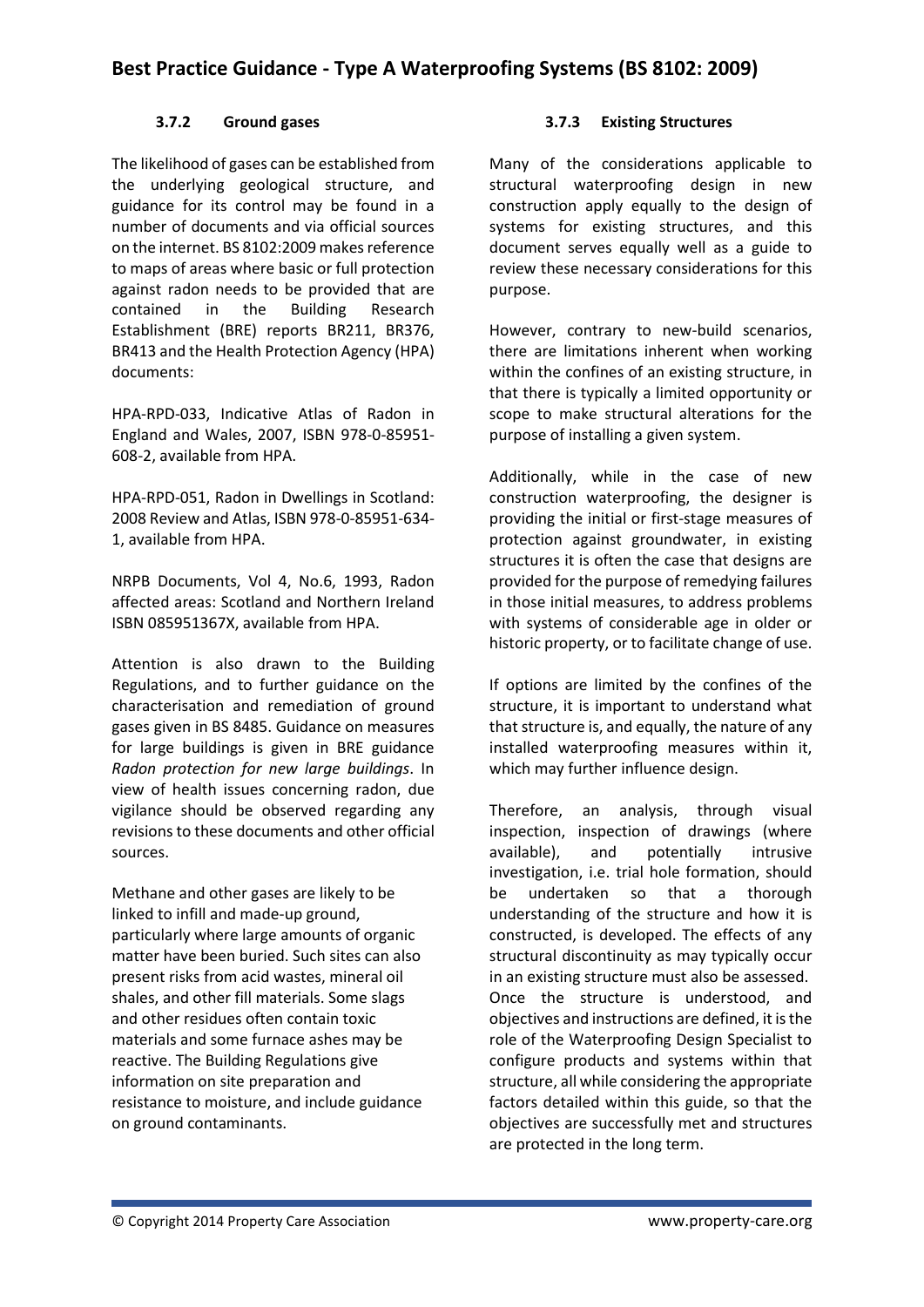### 3.7.2 Ground gases

The likelihood of gases can be established from the underlying geological structure, and guidance for its control may be found in a number of documents and via official sources on the internet. BS 8102:2009 makes reference to maps of areas where basic or full protection against radon needs to be provided that are contained in the Building Research Establishment (BRE) reports BR211, BR376, BR413 and the Health Protection Agency (HPA) documents:

HPA-RPD-033, Indicative Atlas of Radon in England and Wales, 2007, ISBN 978-0-85951-608-2, available from HPA.

HPA-RPD-051, Radon in Dwellings in Scotland: 2008 Review and Atlas, ISBN 978-0-85951-634-1, available from HPA.

NRPB Documents, Vol 4, No.6, 1993, Radon affected areas: Scotland and Northern Ireland ISBN 085951367X, available from HPA.

Attention is also drawn to the Building Regulations, and to further guidance on the characterisation and remediation of ground gases given in BS 8485. Guidance on measures for large buildings is given in BRE guidance *Radon protection for new large buildings*. In view of health issues concerning radon, due vigilance should be observed regarding any revisions to these documents and other official sources.

Methane and other gases are likely to be linked to infill and made-up ground, particularly where large amounts of organic matter have been buried. Such sites can also present risks from acid wastes, mineral oil shales, and other fill materials. Some slags and other residues often contain toxic materials and some furnace ashes may be reactive. The Building Regulations give information on site preparation and resistance to moisture, and include guidance on ground contaminants.

### 3.7.3 Existing Structures

Many of the considerations applicable to structural waterproofing design in new construction apply equally to the design of systems for existing structures, and this document serves equally well as a guide to review these necessary considerations for this purpose.

However, contrary to new-build scenarios, there are limitations inherent when working within the confines of an existing structure, in that there is typically a limited opportunity or scope to make structural alterations for the purpose of installing a given system.

Additionally, while in the case of new construction waterproofing, the designer is providing the initial or first-stage measures of protection against groundwater, in existing structures it is often the case that designs are provided for the purpose of remedying failures in those initial measures, to address problems with systems of considerable age in older or historic property, or to facilitate change of use.

If options are limited by the confines of the structure, it is important to understand what that structure is, and equally, the nature of any installed waterproofing measures within it, which may further influence design.

Therefore, an analysis, through visual inspection, inspection of drawings (where available), and potentially intrusive investigation, i.e. trial hole formation, should be undertaken so that a thorough understanding of the structure and how it is constructed, is developed. The effects of any structural discontinuity as may typically occur in an existing structure must also be assessed. Once the structure is understood, and objectives and instructions are defined, it is the role of the Waterproofing Design Specialist to configure products and systems within that structure, all while considering the appropriate factors detailed within this guide, so that the objectives are successfully met and structures are protected in the long term.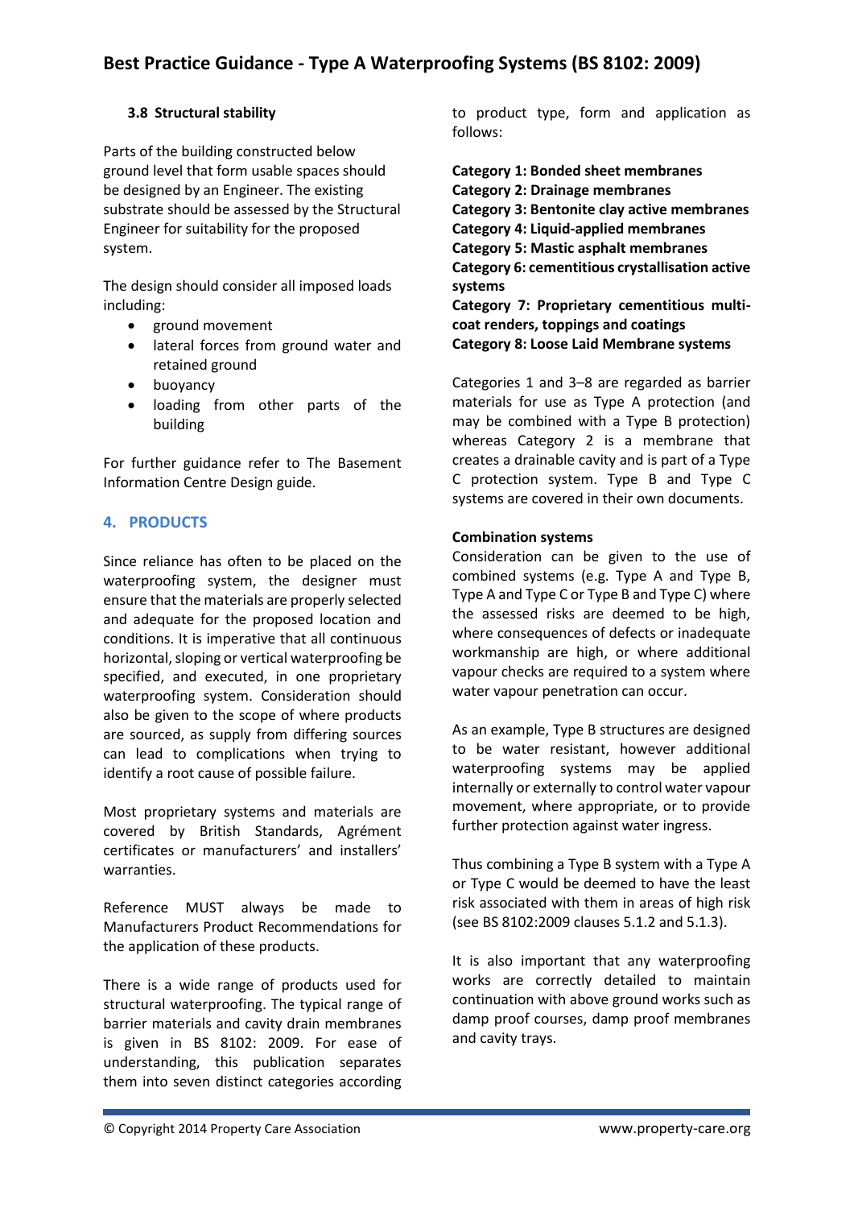### 3.8 Structural stability

Parts of the building constructed below ground level that form usable spaces should be designed by an Engineer. The existing substrate should be assessed by the Structural Engineer for suitability for the proposed system.

The design should consider all imposed loads including:

- ground movement
- lateral forces from ground water and retained ground
- buoyancy
- loading from other parts of the building

For further guidance refer to The Basement Information Centre Design guide.

## 4. PRODUCTS

Since reliance has often to be placed on the waterproofing system, the designer must ensure that the materials are properly selected and adequate for the proposed location and conditions. It is imperative that all continuous horizontal, sloping or vertical waterproofing be specified, and executed, in one proprietary waterproofing system. Consideration should also be given to the scope of where products are sourced, as supply from differing sources can lead to complications when trying to identify a root cause of possible failure.

Most proprietary systems and materials are covered by British Standards, Agrément certificates or manufacturers' and installers' warranties.

Reference MUST always be made to Manufacturers Product Recommendations for the application of these products.

There is a wide range of products used for structural waterproofing. The typical range of barrier materials and cavity drain membranes is given in BS 8102: 2009. For ease of understanding, this publication separates them into seven distinct categories according to product type, form and application as follows:

**Category 1: Bonded sheet membranes**
**Category 2: Drainage membranes**
**Category 3: Bentonite clay active membranes**
**Category 4: Liquid-applied membranes**
**Category 5: Mastic asphalt membranes**
**Category 6: cementitious crystallisation active systems**
**Category 7: Proprietary cementitious multi-coat renders, toppings and coatings**
**Category 8: Loose Laid Membrane systems**

Categories 1 and 3–8 are regarded as barrier materials for use as Type A protection (and may be combined with a Type B protection) whereas Category 2 is a membrane that creates a drainable cavity and is part of a Type C protection system. Type B and Type C systems are covered in their own documents.

**Combination systems**
Consideration can be given to the use of combined systems (e.g. Type A and Type B, Type A and Type C or Type B and Type C) where the assessed risks are deemed to be high, where consequences of defects or inadequate workmanship are high, or where additional vapour checks are required to a system where water vapour penetration can occur.

As an example, Type B structures are designed to be water resistant, however additional waterproofing systems may be applied internally or externally to control water vapour movement, where appropriate, or to provide further protection against water ingress.

Thus combining a Type B system with a Type A or Type C would be deemed to have the least risk associated with them in areas of high risk (see BS 8102:2009 clauses 5.1.2 and 5.1.3).

It is also important that any waterproofing works are correctly detailed to maintain continuation with above ground works such as damp proof courses, damp proof membranes and cavity trays.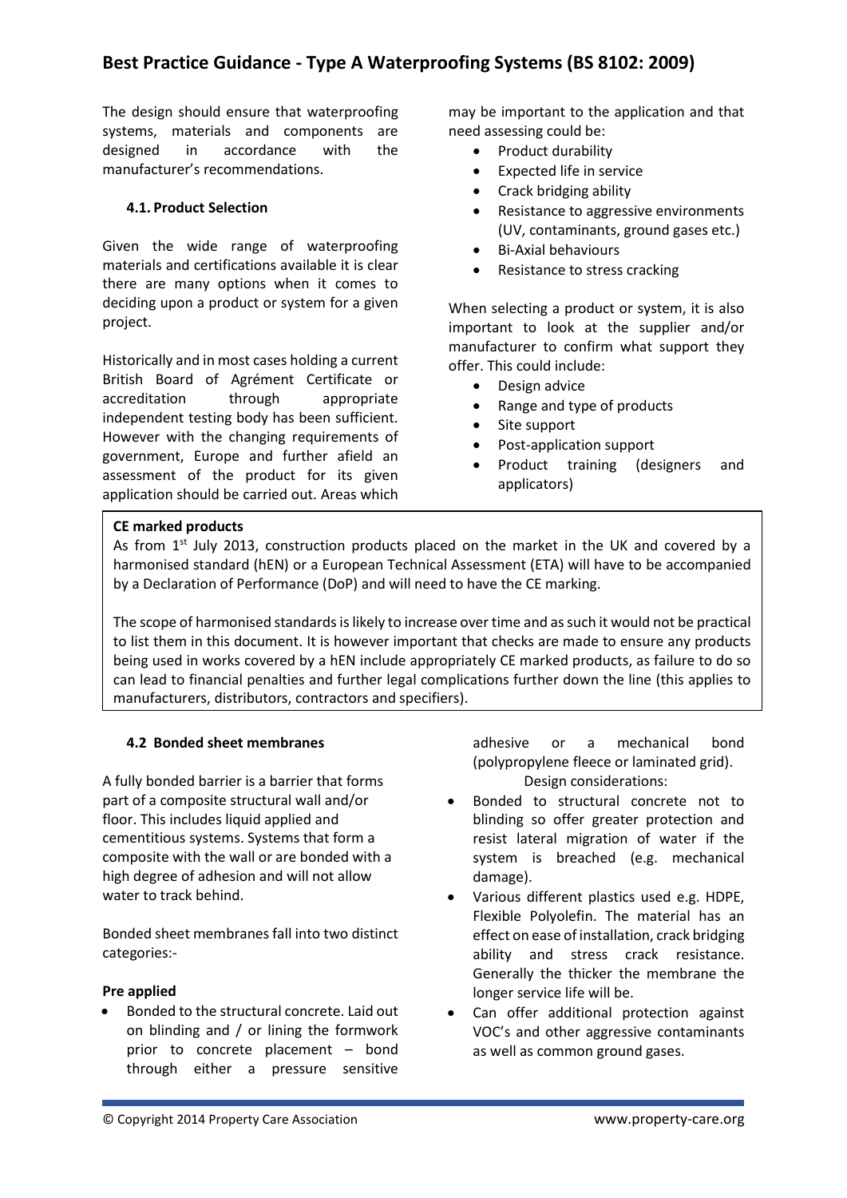The design should ensure that waterproofing systems, materials and components are designed in accordance with the manufacturer's recommendations.

### 4.1. Product Selection

Given the wide range of waterproofing materials and certifications available it is clear there are many options when it comes to deciding upon a product or system for a given project.

Historically and in most cases holding a current British Board of Agrément Certificate or accreditation through appropriate independent testing body has been sufficient. However with the changing requirements of government, Europe and further afield an assessment of the product for its given application should be carried out. Areas which may be important to the application and that need assessing could be:

- Product durability
- Expected life in service
- Crack bridging ability
- Resistance to aggressive environments (UV, contaminants, ground gases etc.)
- Bi-Axial behaviours
- Resistance to stress cracking

When selecting a product or system, it is also important to look at the supplier and/or manufacturer to confirm what support they offer. This could include:

- Design advice
- Range and type of products
- Site support
- Post-application support
- Product training (designers and applicators)

**CE marked products**

As from 1st July 2013, construction products placed on the market in the UK and covered by a harmonised standard (hEN) or a European Technical Assessment (ETA) will have to be accompanied by a Declaration of Performance (DoP) and will need to have the CE marking.

The scope of harmonised standards is likely to increase over time and as such it would not be practical to list them in this document. It is however important that checks are made to ensure any products being used in works covered by a hEN include appropriately CE marked products, as failure to do so can lead to financial penalties and further legal complications further down the line (this applies to manufacturers, distributors, contractors and specifiers).

### 4.2 Bonded sheet membranes

A fully bonded barrier is a barrier that forms part of a composite structural wall and/or floor. This includes liquid applied and cementitious systems. Systems that form a composite with the wall or are bonded with a high degree of adhesion and will not allow water to track behind.

Bonded sheet membranes fall into two distinct categories:-

**Pre applied**

- Bonded to the structural concrete. Laid out on blinding and / or lining the formwork prior to concrete placement – bond through either a pressure sensitive adhesive or a mechanical bond (polypropylene fleece or laminated grid).

Design considerations:

- Bonded to structural concrete not to blinding so offer greater protection and resist lateral migration of water if the system is breached (e.g. mechanical damage).
- Various different plastics used e.g. HDPE, Flexible Polyolefin. The material has an effect on ease of installation, crack bridging ability and stress crack resistance. Generally the thicker the membrane the longer service life will be.
- Can offer additional protection against VOC's and other aggressive contaminants as well as common ground gases.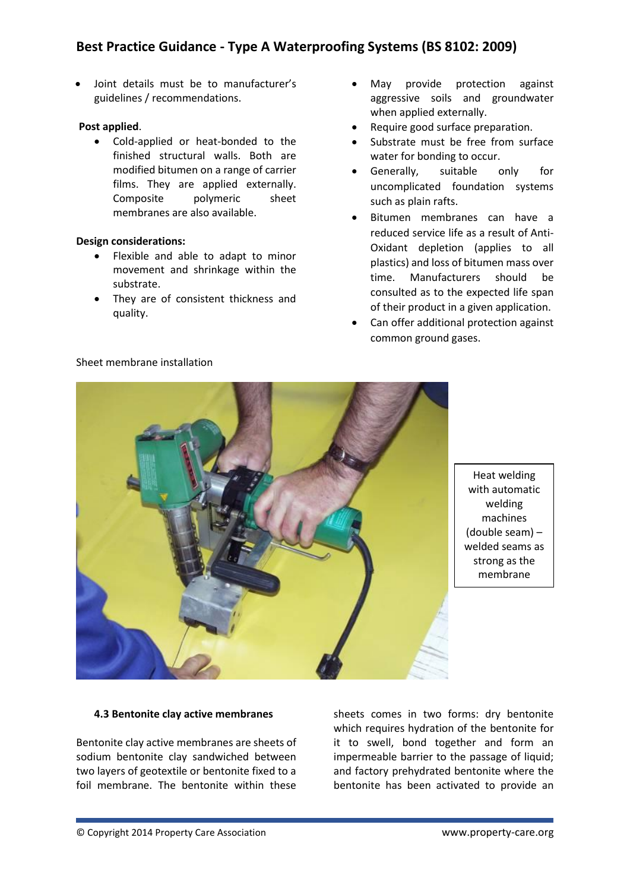- Joint details must be to manufacturer's guidelines / recommendations.

**Post applied**.

- Cold-applied or heat-bonded to the finished structural walls. Both are modified bitumen on a range of carrier films. They are applied externally. Composite polymeric sheet membranes are also available.

**Design considerations:**

- Flexible and able to adapt to minor movement and shrinkage within the substrate.
- They are of consistent thickness and quality.
- May provide protection against aggressive soils and groundwater when applied externally.
- Require good surface preparation.
- Substrate must be free from surface water for bonding to occur.
- Generally, suitable only for uncomplicated foundation systems such as plain rafts.
- Bitumen membranes can have a reduced service life as a result of Anti-Oxidant depletion (applies to all plastics) and loss of bitumen mass over time. Manufacturers should be consulted as to the expected life span of their product in a given application.
- Can offer additional protection against common ground gases.

Sheet membrane installation

Heat welding with automatic welding machines (double seam) – welded seams as strong as the membrane

### 4.3 Bentonite clay active membranes

Bentonite clay active membranes are sheets of sodium bentonite clay sandwiched between two layers of geotextile or bentonite fixed to a foil membrane. The bentonite within these sheets comes in two forms: dry bentonite which requires hydration of the bentonite for it to swell, bond together and form an impermeable barrier to the passage of liquid; and factory prehydrated bentonite where the bentonite has been activated to provide an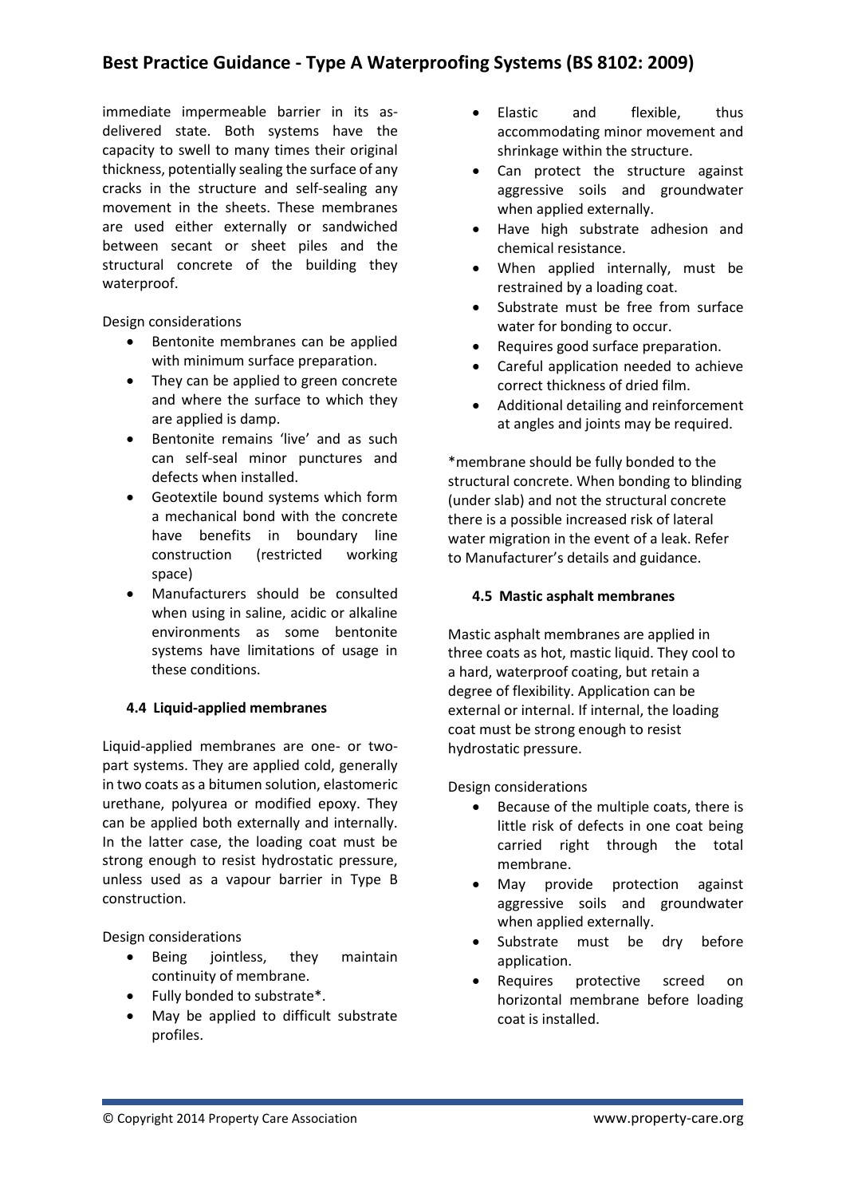immediate impermeable barrier in its as-delivered state. Both systems have the capacity to swell to many times their original thickness, potentially sealing the surface of any cracks in the structure and self-sealing any movement in the sheets. These membranes are used either externally or sandwiched between secant or sheet piles and the structural concrete of the building they waterproof.

Design considerations

- Bentonite membranes can be applied with minimum surface preparation.
- They can be applied to green concrete and where the surface to which they are applied is damp.
- Bentonite remains 'live' and as such can self-seal minor punctures and defects when installed.
- Geotextile bound systems which form a mechanical bond with the concrete have benefits in boundary line construction (restricted working space)
- Manufacturers should be consulted when using in saline, acidic or alkaline environments as some bentonite systems have limitations of usage in these conditions.

#### 4.4 Liquid-applied membranes

Liquid-applied membranes are one- or two-part systems. They are applied cold, generally in two coats as a bitumen solution, elastomeric urethane, polyurea or modified epoxy. They can be applied both externally and internally. In the latter case, the loading coat must be strong enough to resist hydrostatic pressure, unless used as a vapour barrier in Type B construction.

Design considerations

- Being jointless, they maintain continuity of membrane.
- Fully bonded to substrate*.
- May be applied to difficult substrate profiles.
- Elastic and flexible, thus accommodating minor movement and shrinkage within the structure.
- Can protect the structure against aggressive soils and groundwater when applied externally.
- Have high substrate adhesion and chemical resistance.
- When applied internally, must be restrained by a loading coat.
- Substrate must be free from surface water for bonding to occur.
- Requires good surface preparation.
- Careful application needed to achieve correct thickness of dried film.
- Additional detailing and reinforcement at angles and joints may be required.

*membrane should be fully bonded to the structural concrete. When bonding to blinding (under slab) and not the structural concrete there is a possible increased risk of lateral water migration in the event of a leak. Refer to Manufacturer's details and guidance.

#### 4.5 Mastic asphalt membranes

Mastic asphalt membranes are applied in three coats as hot, mastic liquid. They cool to a hard, waterproof coating, but retain a degree of flexibility. Application can be external or internal. If internal, the loading coat must be strong enough to resist hydrostatic pressure.

Design considerations

- Because of the multiple coats, there is little risk of defects in one coat being carried right through the total membrane.
- May provide protection against aggressive soils and groundwater when applied externally.
- Substrate must be dry before application.
- Requires protective screed on horizontal membrane before loading coat is installed.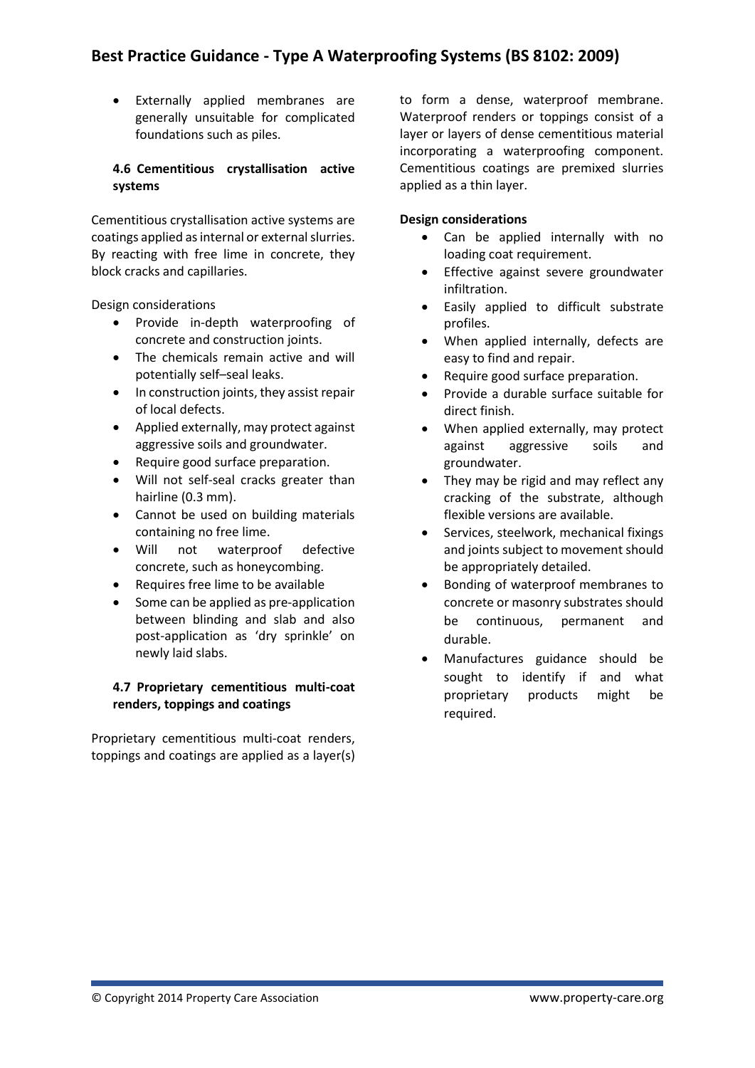- Externally applied membranes are generally unsuitable for complicated foundations such as piles.

### 4.6 Cementitious crystallisation active systems

Cementitious crystallisation active systems are coatings applied as internal or external slurries. By reacting with free lime in concrete, they block cracks and capillaries.

Design considerations

- Provide in-depth waterproofing of concrete and construction joints.
- The chemicals remain active and will potentially self–seal leaks.
- In construction joints, they assist repair of local defects.
- Applied externally, may protect against aggressive soils and groundwater.
- Require good surface preparation.
- Will not self-seal cracks greater than hairline (0.3 mm).
- Cannot be used on building materials containing no free lime.
- Will not waterproof defective concrete, such as honeycombing.
- Requires free lime to be available
- Some can be applied as pre-application between blinding and slab and also post-application as 'dry sprinkle' on newly laid slabs.

### 4.7 Proprietary cementitious multi-coat renders, toppings and coatings

Proprietary cementitious multi-coat renders, toppings and coatings are applied as a layer(s) to form a dense, waterproof membrane. Waterproof renders or toppings consist of a layer or layers of dense cementitious material incorporating a waterproofing component. Cementitious coatings are premixed slurries applied as a thin layer.

**Design considerations**

- Can be applied internally with no loading coat requirement.
- Effective against severe groundwater infiltration.
- Easily applied to difficult substrate profiles.
- When applied internally, defects are easy to find and repair.
- Require good surface preparation.
- Provide a durable surface suitable for direct finish.
- When applied externally, may protect against aggressive soils and groundwater.
- They may be rigid and may reflect any cracking of the substrate, although flexible versions are available.
- Services, steelwork, mechanical fixings and joints subject to movement should be appropriately detailed.
- Bonding of waterproof membranes to concrete or masonry substrates should be continuous, permanent and durable.
- Manufactures guidance should be sought to identify if and what proprietary products might be required.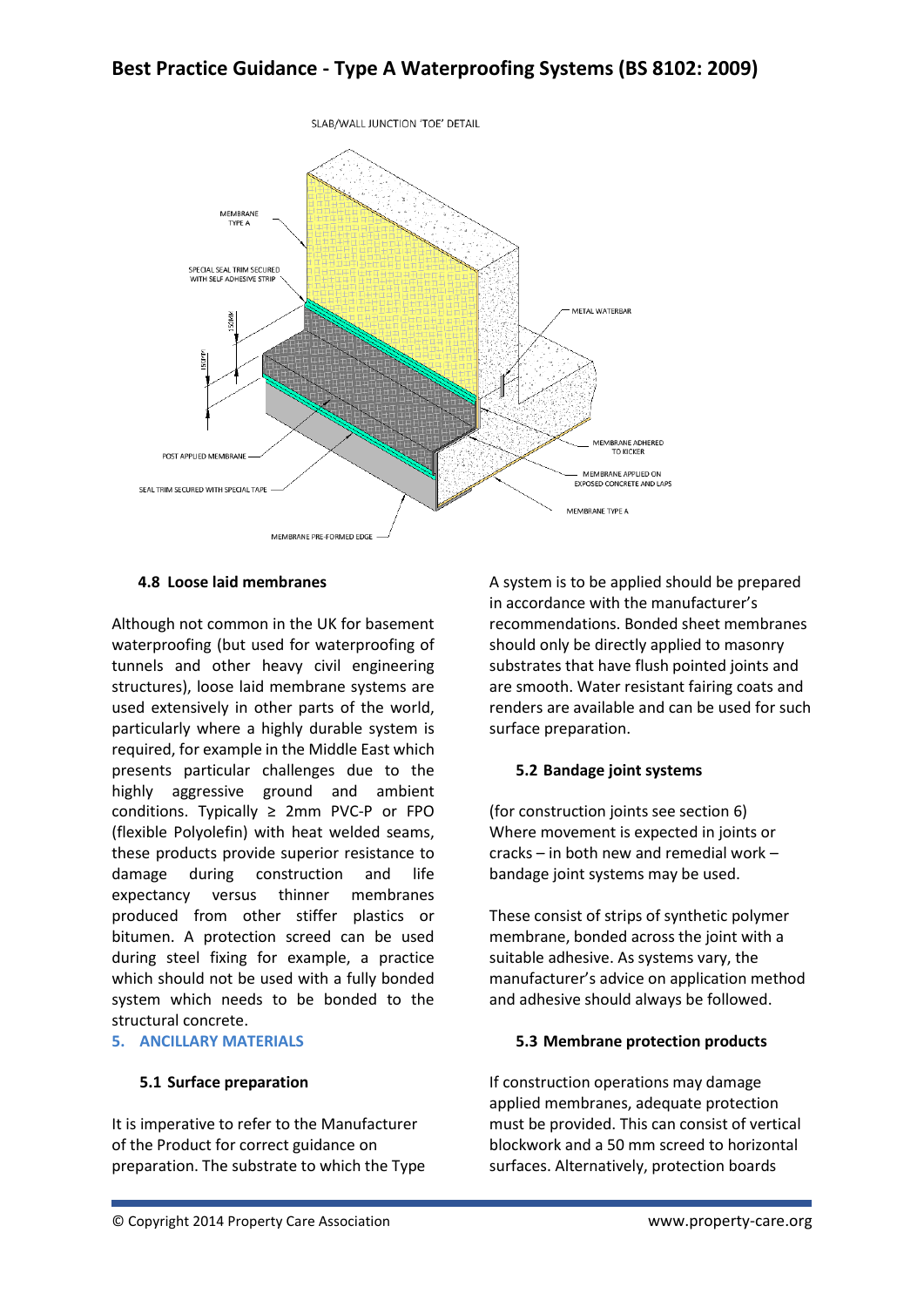# Best Practice Guidance - Type A Waterproofing Systems (BS 8102: 2009)

SLAB/WALL JUNCTION 'TOE' DETAIL

MEMBRANE TYPE A

SPECIAL SEAL TRIM SECURED WITH SELF ADHESIVE STRIP

150MM

150MM

METAL WATERBAR

POST APPLIED MEMBRANE

SEAL TRIM SECURED WITH SPECIAL TAPE

MEMBRANE ADHERED TO KICKER

MEMBRANE APPLIED ON EXPOSED CONCRETE AND LAPS

MEMBRANE TYPE A

MEMBRANE PRE-FORMED EDGE

### 4.8 Loose laid membranes

Although not common in the UK for basement waterproofing (but used for waterproofing of tunnels and other heavy civil engineering structures), loose laid membrane systems are used extensively in other parts of the world, particularly where a highly durable system is required, for example in the Middle East which presents particular challenges due to the highly aggressive ground and ambient conditions. Typically ≥ 2mm PVC-P or FPO (flexible Polyolefin) with heat welded seams, these products provide superior resistance to damage during construction and life expectancy versus thinner membranes produced from other stiffer plastics or bitumen. A protection screed can be used during steel fixing for example, a practice which should not be used with a fully bonded system which needs to be bonded to the structural concrete.

## 5. ANCILLARY MATERIALS

### 5.1 Surface preparation

It is imperative to refer to the Manufacturer of the Product for correct guidance on preparation. The substrate to which the Type A system is to be applied should be prepared in accordance with the manufacturer's recommendations. Bonded sheet membranes should only be directly applied to masonry substrates that have flush pointed joints and are smooth. Water resistant fairing coats and renders are available and can be used for such surface preparation.

### 5.2 Bandage joint systems

(for construction joints see section 6)
Where movement is expected in joints or cracks – in both new and remedial work – bandage joint systems may be used.

These consist of strips of synthetic polymer membrane, bonded across the joint with a suitable adhesive. As systems vary, the manufacturer's advice on application method and adhesive should always be followed.

### 5.3 Membrane protection products

If construction operations may damage applied membranes, adequate protection must be provided. This can consist of vertical blockwork and a 50 mm screed to horizontal surfaces. Alternatively, protection boards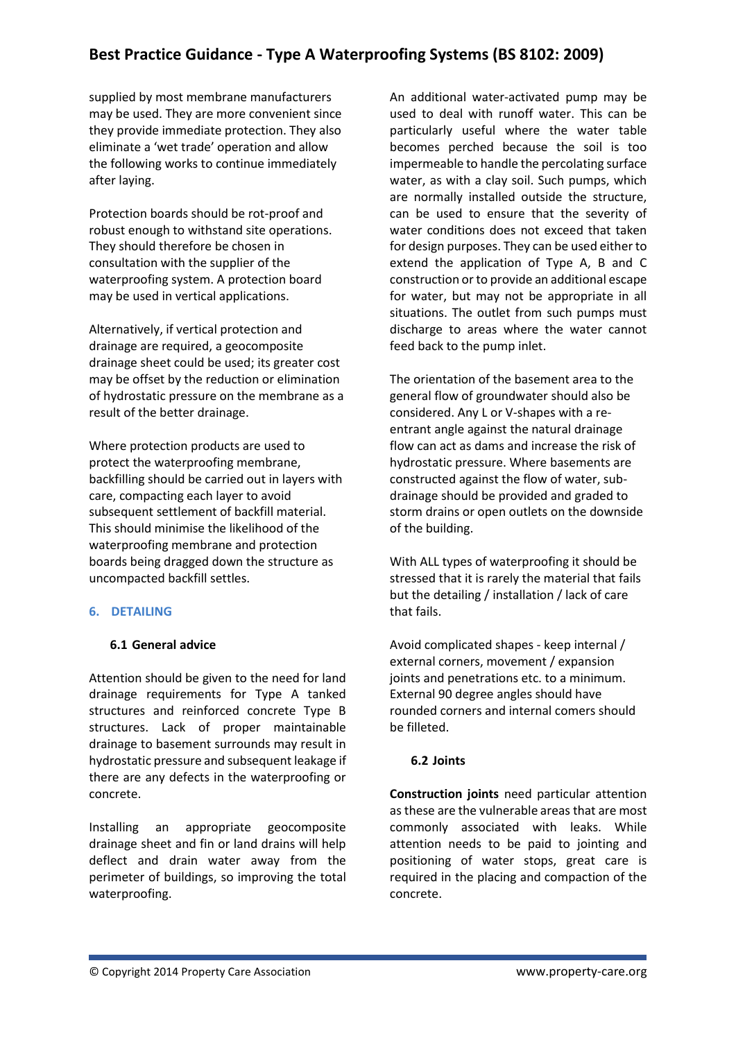supplied by most membrane manufacturers may be used. They are more convenient since they provide immediate protection. They also eliminate a 'wet trade' operation and allow the following works to continue immediately after laying.

Protection boards should be rot-proof and robust enough to withstand site operations. They should therefore be chosen in consultation with the supplier of the waterproofing system. A protection board may be used in vertical applications.

Alternatively, if vertical protection and drainage are required, a geocomposite drainage sheet could be used; its greater cost may be offset by the reduction or elimination of hydrostatic pressure on the membrane as a result of the better drainage.

Where protection products are used to protect the waterproofing membrane, backfilling should be carried out in layers with care, compacting each layer to avoid subsequent settlement of backfill material. This should minimise the likelihood of the waterproofing membrane and protection boards being dragged down the structure as uncompacted backfill settles.

## 6. DETAILING

### 6.1 General advice

Attention should be given to the need for land drainage requirements for Type A tanked structures and reinforced concrete Type B structures. Lack of proper maintainable drainage to basement surrounds may result in hydrostatic pressure and subsequent leakage if there are any defects in the waterproofing or concrete.

Installing an appropriate geocomposite drainage sheet and fin or land drains will help deflect and drain water away from the perimeter of buildings, so improving the total waterproofing.

An additional water-activated pump may be used to deal with runoff water. This can be particularly useful where the water table becomes perched because the soil is too impermeable to handle the percolating surface water, as with a clay soil. Such pumps, which are normally installed outside the structure, can be used to ensure that the severity of water conditions does not exceed that taken for design purposes. They can be used either to extend the application of Type A, B and C construction or to provide an additional escape for water, but may not be appropriate in all situations. The outlet from such pumps must discharge to areas where the water cannot feed back to the pump inlet.

The orientation of the basement area to the general flow of groundwater should also be considered. Any L or V-shapes with a re-entrant angle against the natural drainage flow can act as dams and increase the risk of hydrostatic pressure. Where basements are constructed against the flow of water, sub-drainage should be provided and graded to storm drains or open outlets on the downside of the building.

With ALL types of waterproofing it should be stressed that it is rarely the material that fails but the detailing / installation / lack of care that fails.

Avoid complicated shapes - keep internal / external corners, movement / expansion joints and penetrations etc. to a minimum. External 90 degree angles should have rounded corners and internal comers should be filleted.

### 6.2 Joints

**Construction joints** need particular attention as these are the vulnerable areas that are most commonly associated with leaks. While attention needs to be paid to jointing and positioning of water stops, great care is required in the placing and compaction of the concrete.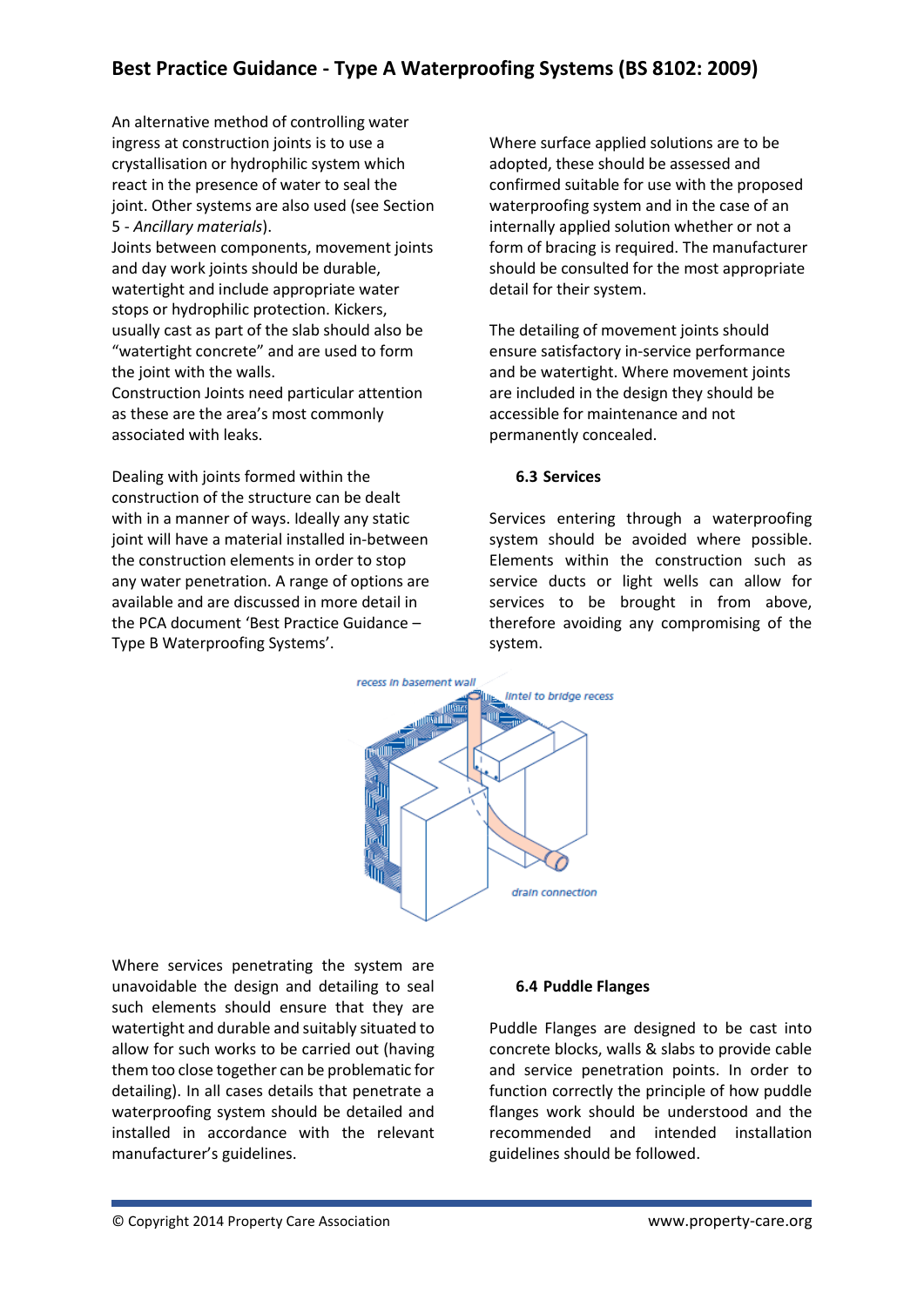An alternative method of controlling water ingress at construction joints is to use a crystallisation or hydrophilic system which react in the presence of water to seal the joint. Other systems are also used (see Section 5 - *Ancillary materials*).

Joints between components, movement joints and day work joints should be durable, watertight and include appropriate water stops or hydrophilic protection. Kickers, usually cast as part of the slab should also be "watertight concrete" and are used to form the joint with the walls.

Construction Joints need particular attention as these are the area's most commonly associated with leaks.

Dealing with joints formed within the construction of the structure can be dealt with in a manner of ways. Ideally any static joint will have a material installed in-between the construction elements in order to stop any water penetration. A range of options are available and are discussed in more detail in the PCA document 'Best Practice Guidance – Type B Waterproofing Systems'.

Where surface applied solutions are to be adopted, these should be assessed and confirmed suitable for use with the proposed waterproofing system and in the case of an internally applied solution whether or not a form of bracing is required. The manufacturer should be consulted for the most appropriate detail for their system.

The detailing of movement joints should ensure satisfactory in-service performance and be watertight. Where movement joints are included in the design they should be accessible for maintenance and not permanently concealed.

### 6.3 Services

Services entering through a waterproofing system should be avoided where possible. Elements within the construction such as service ducts or light wells can allow for services to be brought in from above, therefore avoiding any compromising of the system.

Where services penetrating the system are unavoidable the design and detailing to seal such elements should ensure that they are watertight and durable and suitably situated to allow for such works to be carried out (having them too close together can be problematic for detailing). In all cases details that penetrate a waterproofing system should be detailed and installed in accordance with the relevant manufacturer's guidelines.

### 6.4 Puddle Flanges

Puddle Flanges are designed to be cast into concrete blocks, walls & slabs to provide cable and service penetration points. In order to function correctly the principle of how puddle flanges work should be understood and the recommended and intended installation guidelines should be followed.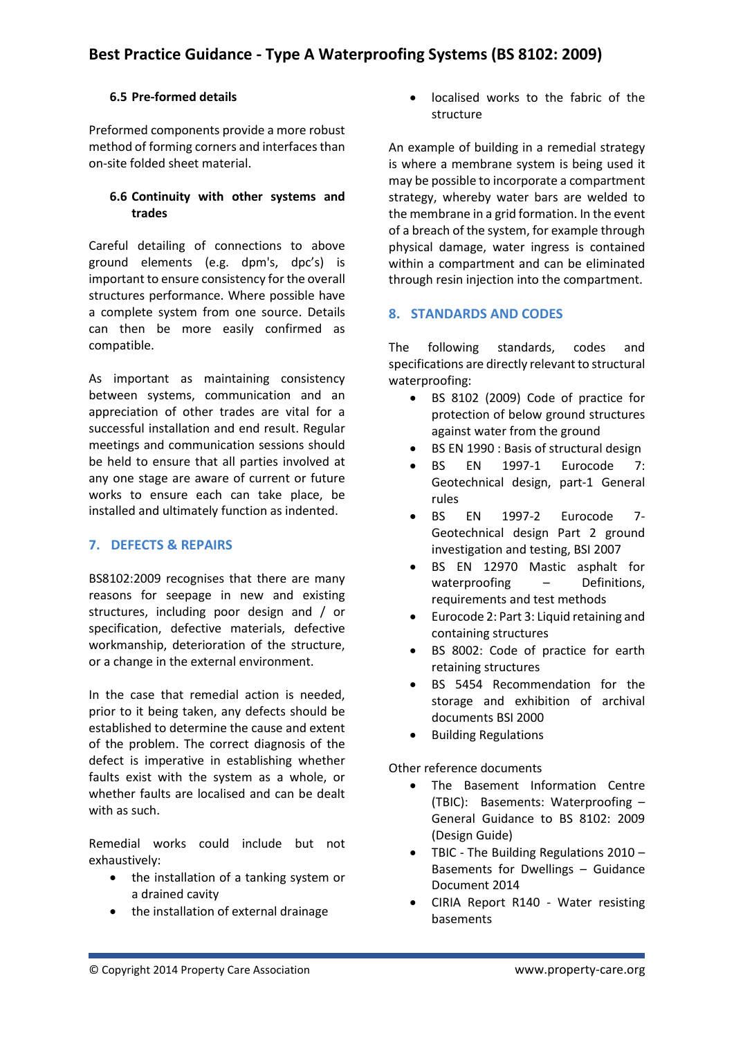### 6.5 Pre-formed details

Preformed components provide a more robust method of forming corners and interfaces than on-site folded sheet material.

### 6.6 Continuity with other systems and trades

Careful detailing of connections to above ground elements (e.g. dpm's, dpc's) is important to ensure consistency for the overall structures performance. Where possible have a complete system from one source. Details can then be more easily confirmed as compatible.

As important as maintaining consistency between systems, communication and an appreciation of other trades are vital for a successful installation and end result. Regular meetings and communication sessions should be held to ensure that all parties involved at any one stage are aware of current or future works to ensure each can take place, be installed and ultimately function as indented.

## 7. DEFECTS & REPAIRS

BS8102:2009 recognises that there are many reasons for seepage in new and existing structures, including poor design and / or specification, defective materials, defective workmanship, deterioration of the structure, or a change in the external environment.

In the case that remedial action is needed, prior to it being taken, any defects should be established to determine the cause and extent of the problem. The correct diagnosis of the defect is imperative in establishing whether faults exist with the system as a whole, or whether faults are localised and can be dealt with as such.

Remedial works could include but not exhaustively:

- the installation of a tanking system or a drained cavity
- the installation of external drainage
- localised works to the fabric of the structure

An example of building in a remedial strategy is where a membrane system is being used it may be possible to incorporate a compartment strategy, whereby water bars are welded to the membrane in a grid formation. In the event of a breach of the system, for example through physical damage, water ingress is contained within a compartment and can be eliminated through resin injection into the compartment.

## 8. STANDARDS AND CODES

The following standards, codes and specifications are directly relevant to structural waterproofing:

- BS 8102 (2009) Code of practice for protection of below ground structures against water from the ground
- BS EN 1990 : Basis of structural design
- BS EN 1997-1 Eurocode 7: Geotechnical design, part-1 General rules
- BS EN 1997-2 Eurocode 7- Geotechnical design Part 2 ground investigation and testing, BSI 2007
- BS EN 12970 Mastic asphalt for waterproofing – Definitions, requirements and test methods
- Eurocode 2: Part 3: Liquid retaining and containing structures
- BS 8002: Code of practice for earth retaining structures
- BS 5454 Recommendation for the storage and exhibition of archival documents BSI 2000
- Building Regulations

Other reference documents

- The Basement Information Centre (TBIC): Basements: Waterproofing – General Guidance to BS 8102: 2009 (Design Guide)
- TBIC - The Building Regulations 2010 – Basements for Dwellings – Guidance Document 2014
- CIRIA Report R140 - Water resisting basements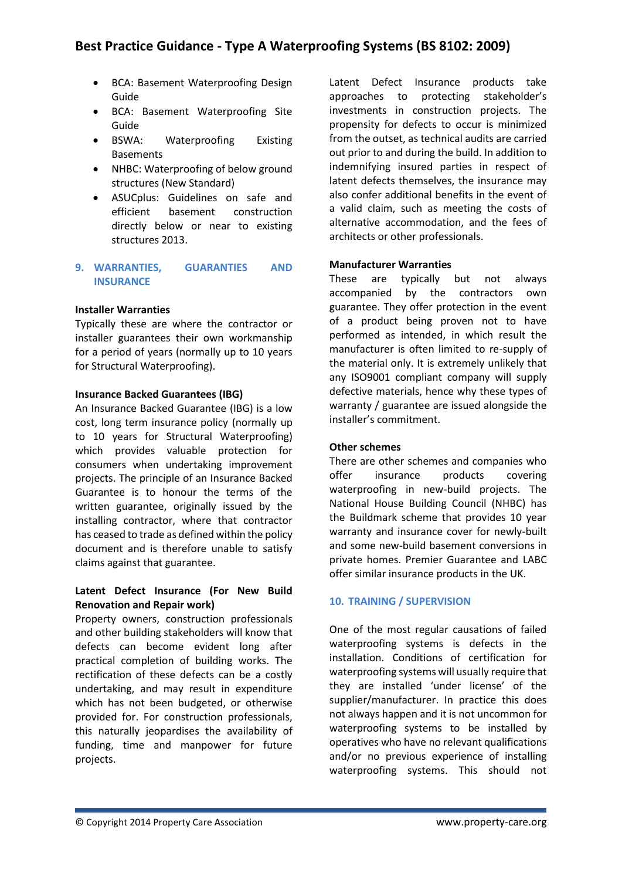- BCA: Basement Waterproofing Design Guide
- BCA: Basement Waterproofing Site Guide
- BSWA: Waterproofing Existing Basements
- NHBC: Waterproofing of below ground structures (New Standard)
- ASUCplus: Guidelines on safe and efficient basement construction directly below or near to existing structures 2013.

## 9. WARRANTIES, GUARANTIES AND INSURANCE

**Installer Warranties**

Typically these are where the contractor or installer guarantees their own workmanship for a period of years (normally up to 10 years for Structural Waterproofing).

**Insurance Backed Guarantees (IBG)**

An Insurance Backed Guarantee (IBG) is a low cost, long term insurance policy (normally up to 10 years for Structural Waterproofing) which provides valuable protection for consumers when undertaking improvement projects. The principle of an Insurance Backed Guarantee is to honour the terms of the written guarantee, originally issued by the installing contractor, where that contractor has ceased to trade as defined within the policy document and is therefore unable to satisfy claims against that guarantee.

**Latent Defect Insurance (For New Build Renovation and Repair work)**

Property owners, construction professionals and other building stakeholders will know that defects can become evident long after practical completion of building works. The rectification of these defects can be a costly undertaking, and may result in expenditure which has not been budgeted, or otherwise provided for. For construction professionals, this naturally jeopardises the availability of funding, time and manpower for future projects.

Latent Defect Insurance products take approaches to protecting stakeholder's investments in construction projects. The propensity for defects to occur is minimized from the outset, as technical audits are carried out prior to and during the build. In addition to indemnifying insured parties in respect of latent defects themselves, the insurance may also confer additional benefits in the event of a valid claim, such as meeting the costs of alternative accommodation, and the fees of architects or other professionals.

**Manufacturer Warranties**

These are typically but not always accompanied by the contractors own guarantee. They offer protection in the event of a product being proven not to have performed as intended, in which result the manufacturer is often limited to re-supply of the material only. It is extremely unlikely that any ISO9001 compliant company will supply defective materials, hence why these types of warranty / guarantee are issued alongside the installer's commitment.

**Other schemes**

There are other schemes and companies who offer insurance products covering waterproofing in new-build projects. The National House Building Council (NHBC) has the Buildmark scheme that provides 10 year warranty and insurance cover for newly-built and some new-build basement conversions in private homes. Premier Guarantee and LABC offer similar insurance products in the UK.

## 10. TRAINING / SUPERVISION

One of the most regular causations of failed waterproofing systems is defects in the installation. Conditions of certification for waterproofing systems will usually require that they are installed 'under license' of the supplier/manufacturer. In practice this does not always happen and it is not uncommon for waterproofing systems to be installed by operatives who have no relevant qualifications and/or no previous experience of installing waterproofing systems. This should not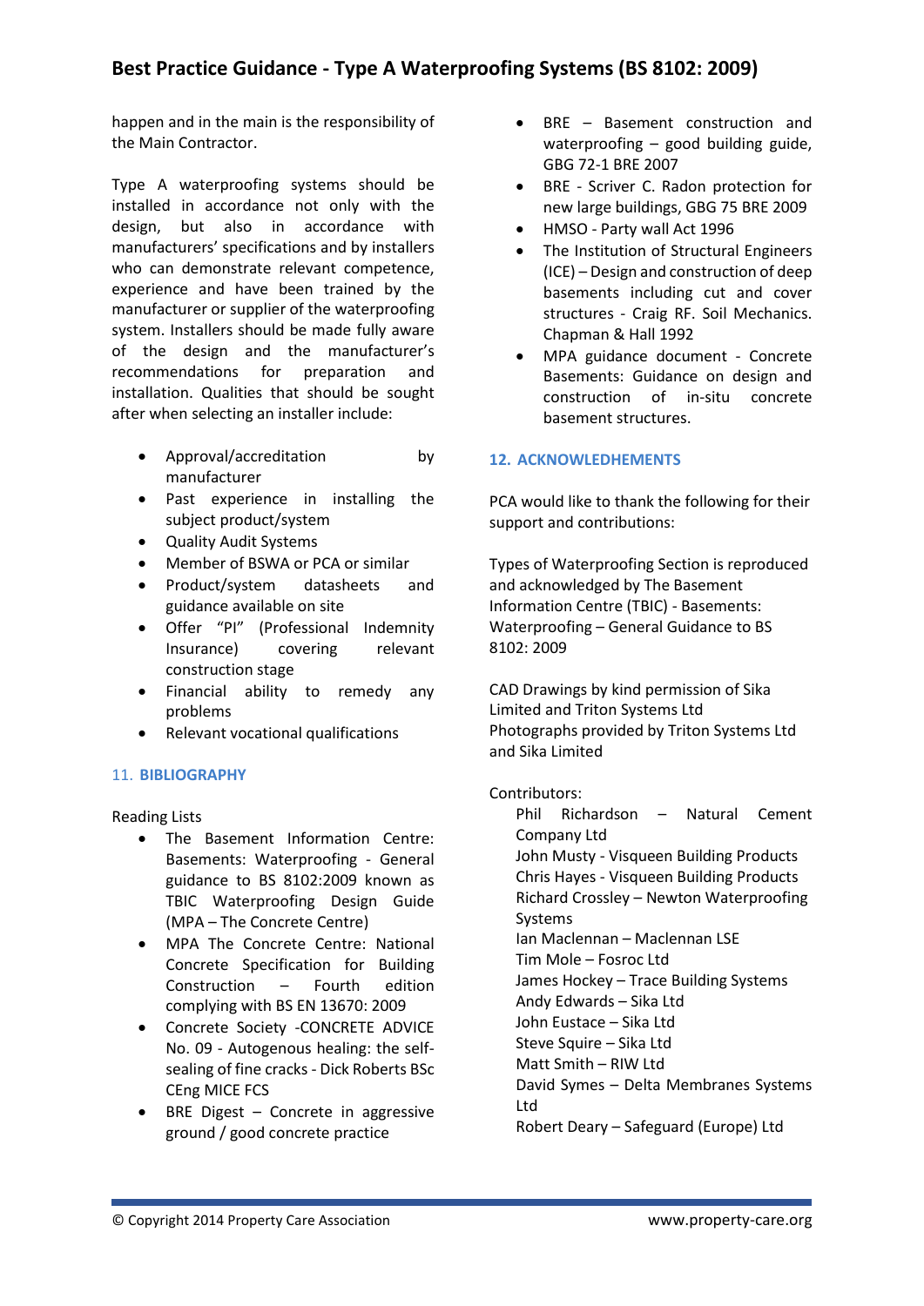happen and in the main is the responsibility of the Main Contractor.

Type A waterproofing systems should be installed in accordance not only with the design, but also in accordance with manufacturers' specifications and by installers who can demonstrate relevant competence, experience and have been trained by the manufacturer or supplier of the waterproofing system. Installers should be made fully aware of the design and the manufacturer's recommendations for preparation and installation. Qualities that should be sought after when selecting an installer include:

- Approval/accreditation by manufacturer
- Past experience in installing the subject product/system
- Quality Audit Systems
- Member of BSWA or PCA or similar
- Product/system datasheets and guidance available on site
- Offer "PI" (Professional Indemnity Insurance) covering relevant construction stage
- Financial ability to remedy any problems
- Relevant vocational qualifications

## 11. BIBLIOGRAPHY

Reading Lists

- The Basement Information Centre: Basements: Waterproofing - General guidance to BS 8102:2009 known as TBIC Waterproofing Design Guide (MPA – The Concrete Centre)
- MPA The Concrete Centre: National Concrete Specification for Building Construction – Fourth edition complying with BS EN 13670: 2009
- Concrete Society -CONCRETE ADVICE No. 09 - Autogenous healing: the self-sealing of fine cracks - Dick Roberts BSc CEng MICE FCS
- BRE Digest – Concrete in aggressive ground / good concrete practice
- BRE – Basement construction and waterproofing – good building guide, GBG 72-1 BRE 2007
- BRE - Scriver C. Radon protection for new large buildings, GBG 75 BRE 2009
- HMSO - Party wall Act 1996
- The Institution of Structural Engineers (ICE) – Design and construction of deep basements including cut and cover structures - Craig RF. Soil Mechanics. Chapman & Hall 1992
- MPA guidance document - Concrete Basements: Guidance on design and construction of in-situ concrete basement structures.

## 12. ACKNOWLEDHEMENTS

PCA would like to thank the following for their support and contributions:

Types of Waterproofing Section is reproduced and acknowledged by The Basement Information Centre (TBIC) - Basements: Waterproofing – General Guidance to BS 8102: 2009

CAD Drawings by kind permission of Sika Limited and Triton Systems Ltd
Photographs provided by Triton Systems Ltd and Sika Limited

Contributors:

Phil Richardson – Natural Cement Company Ltd
John Musty - Visqueen Building Products
Chris Hayes - Visqueen Building Products
Richard Crossley – Newton Waterproofing Systems
Ian Maclennan – Maclennan LSE
Tim Mole – Fosroc Ltd
James Hockey – Trace Building Systems
Andy Edwards – Sika Ltd
John Eustace – Sika Ltd
Steve Squire – Sika Ltd
Matt Smith – RIW Ltd
David Symes – Delta Membranes Systems Ltd
Robert Deary – Safeguard (Europe) Ltd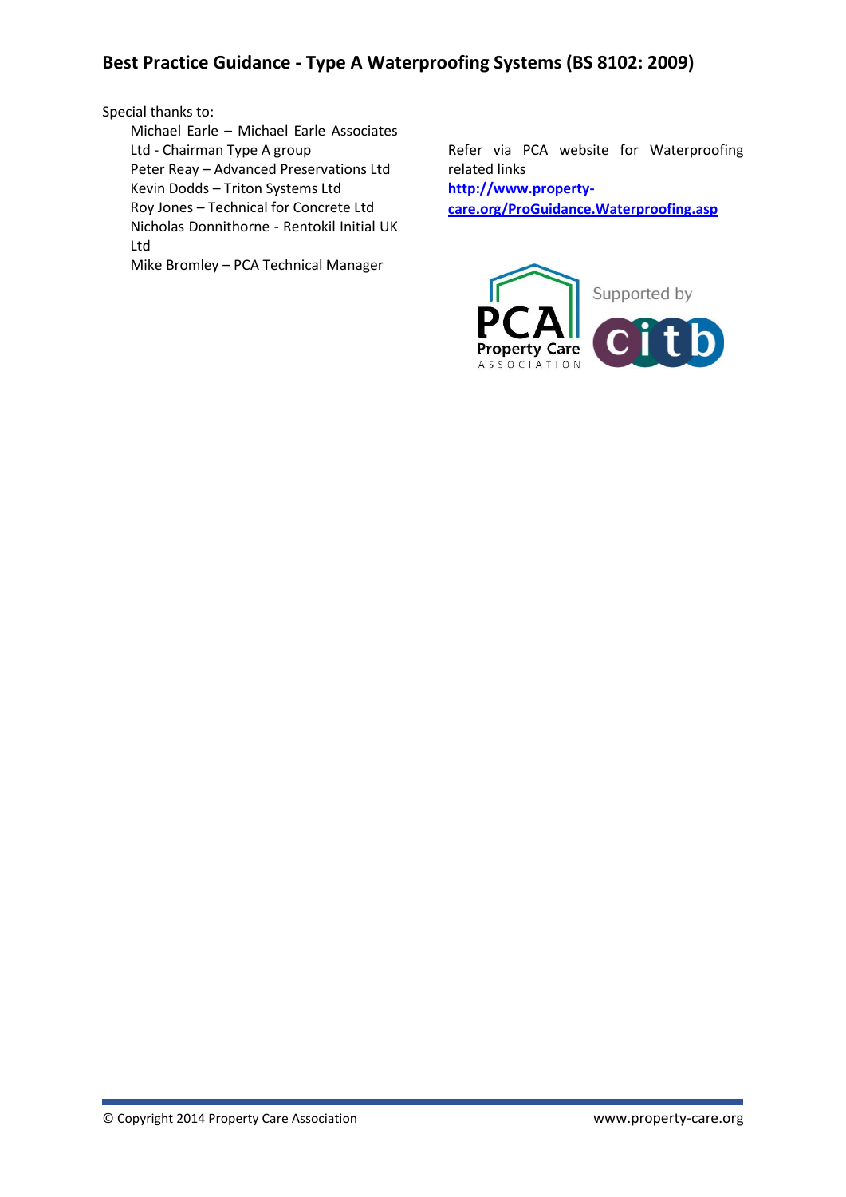Special thanks to:

- Michael Earle – Michael Earle Associates Ltd - Chairman Type A group
- Peter Reay – Advanced Preservations Ltd
- Kevin Dodds – Triton Systems Ltd
- Roy Jones – Technical for Concrete Ltd
- Nicholas Donnithorne - Rentokil Initial UK Ltd
- Mike Bromley – PCA Technical Manager

Refer via PCA website for Waterproofing related links
**[http://www.property-care.org/ProGuidance.Waterproofing.asp](http://www.property-care.org/ProGuidance.Waterproofing.asp)**

PCA Property Care ASSOCIATION

Supported by citb